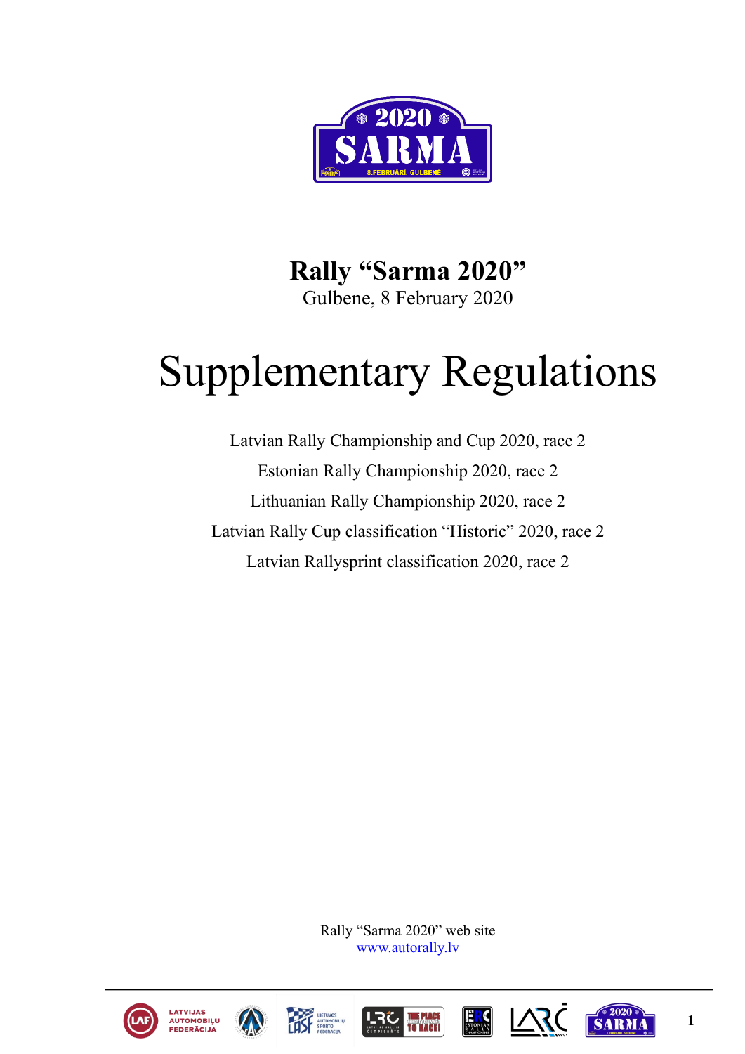# Rally "Sarma 2020"

Gulbene, 8 February 2020

# Supplementary Regulations

Latvian Rally Championship and Cup 2020, race 2

Estonian Rally Championship 2020, race 2

Lithuanian Rally Championship 2020, race 2

Latvian Rally Cup classification "Historic" 2020, race 2

Latvian Rallysprint classification 2020, race 2

Rally "Sarma 2020" web site
www.autorally.lv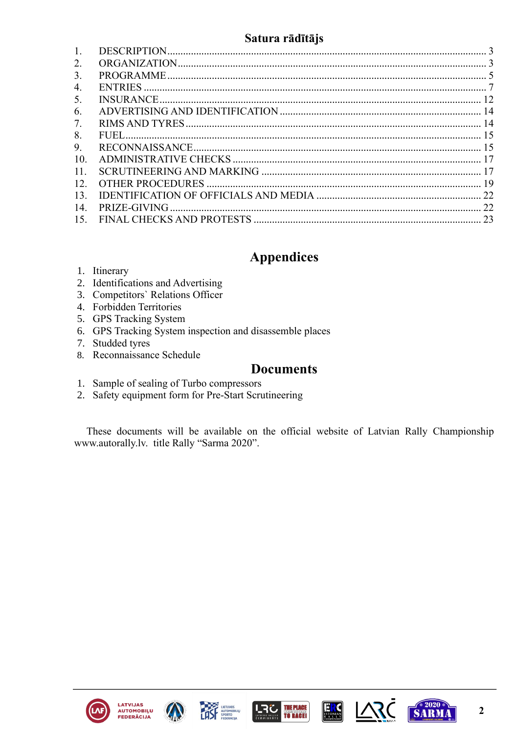# Satura rādītājs

| | | |
|---|---|---|
| 1. | DESCRIPTION | 3 |
| 2. | ORGANIZATION | 3 |
| 3. | PROGRAMME | 5 |
| 4. | ENTRIES | 7 |
| 5. | INSURANCE | 12 |
| 6. | ADVERTISING AND IDENTIFICATION | 14 |
| 7. | RIMS AND TYRES | 14 |
| 8. | FUEL | 15 |
| 9. | RECONNAISSANCE | 15 |
| 10. | ADMINISTRATIVE CHECKS | 17 |
| 11. | SCRUTINEERING AND MARKING | 17 |
| 12. | OTHER PROCEDURES | 19 |
| 13. | IDENTIFICATION OF OFFICIALS AND MEDIA | 22 |
| 14. | PRIZE-GIVING | 22 |
| 15. | FINAL CHECKS AND PROTESTS | 23 |

# Appendices

1. Itinerary
2. Identifications and Advertising
3. Competitors` Relations Officer
4. Forbidden Territories
5. GPS Tracking System
6. GPS Tracking System inspection and disassemble places
7. Studded tyres
8. Reconnaissance Schedule

# Documents

1. Sample of sealing of Turbo compressors
2. Safety equipment form for Pre-Start Scrutineering

These documents will be available on the official website of Latvian Rally Championship www.autorally.lv. title Rally "Sarma 2020".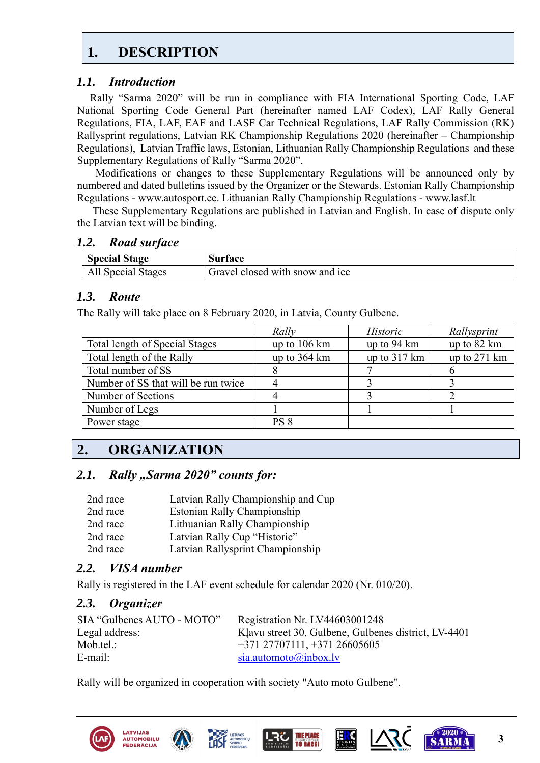# 1. DESCRIPTION

## 1.1. *Introduction*

Rally "Sarma 2020" will be run in compliance with FIA International Sporting Code, LAF National Sporting Code General Part (hereinafter named LAF Codex), LAF Rally General Regulations, FIA, LAF, EAF and LASF Car Technical Regulations, LAF Rally Commission (RK) Rallysprint regulations, Latvian RK Championship Regulations 2020 (hereinafter – Championship Regulations), Latvian Traffic laws, Estonian, Lithuanian Rally Championship Regulations and these Supplementary Regulations of Rally "Sarma 2020".

Modifications or changes to these Supplementary Regulations will be announced only by numbered and dated bulletins issued by the Organizer or the Stewards. Estonian Rally Championship Regulations - www.autosport.ee. Lithuanian Rally Championship Regulations - www.lasf.lt

These Supplementary Regulations are published in Latvian and English. In case of dispute only the Latvian text will be binding.

## 1.2. *Road surface*

| **Special Stage** | **Surface** |
|---|---|
| All Special Stages | Gravel closed with snow and ice |

## 1.3. *Route*

The Rally will take place on 8 February 2020, in Latvia, County Gulbene.

| | *Rally* | *Historic* | *Rallysprint* |
|---|---|---|---|
| Total length of Special Stages | up to 106 km | up to 94 km | up to 82 km |
| Total length of the Rally | up to 364 km | up to 317 km | up to 271 km |
| Total number of SS | 8 | 7 | 6 |
| Number of SS that will be run twice | 4 | 3 | 3 |
| Number of Sections | 4 | 3 | 2 |
| Number of Legs | 1 | 1 | 1 |
| Power stage | PS 8 | | |

# 2. ORGANIZATION

## 2.1. *Rally „Sarma 2020" counts for:*

| | |
|---|---|
| 2nd race | Latvian Rally Championship and Cup |
| 2nd race | Estonian Rally Championship |
| 2nd race | Lithuanian Rally Championship |
| 2nd race | Latvian Rally Cup "Historic" |
| 2nd race | Latvian Rallysprint Championship |

## 2.2. *VISA number*

Rally is registered in the LAF event schedule for calendar 2020 (Nr. 010/20).

## 2.3. *Organizer*

| | |
|---|---|
| SIA "Gulbenes AUTO - MOTO" | Registration Nr. LV44603001248 |
| Legal address: | Kļavu street 30, Gulbene, Gulbenes district, LV-4401 |
| Mob.tel.: | +371 27707111, +371 26605605 |
| E-mail: | sia.automoto@inbox.lv |

Rally will be organized in cooperation with society "Auto moto Gulbene".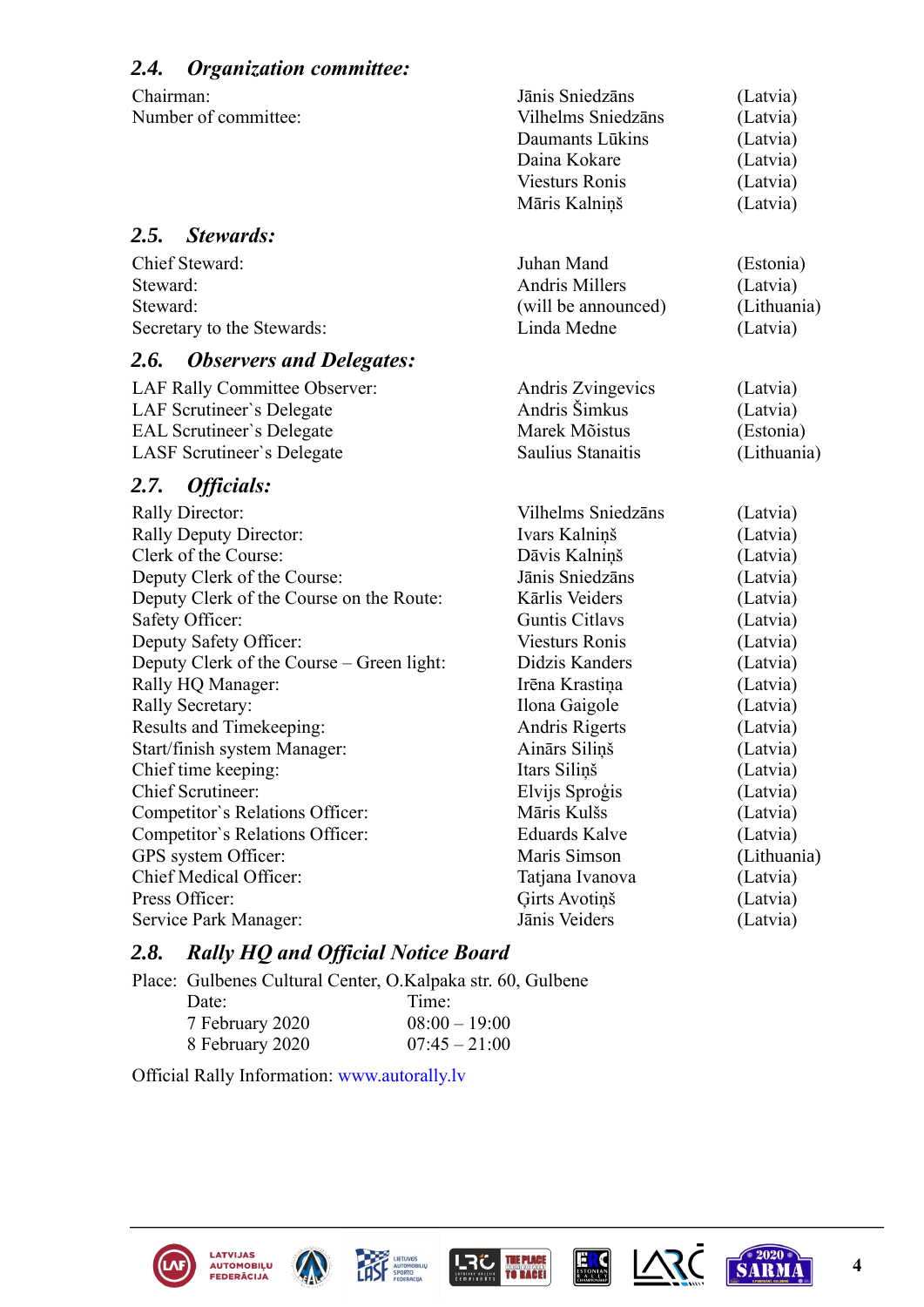### 2.4. *Organization committee:*

| | | |
|---|---|---|
| Chairman: | Jānis Sniedzāns | (Latvia) |
| Number of committee: | Vilhelms Sniedzāns | (Latvia) |
| | Daumants Lūkins | (Latvia) |
| | Daina Kokare | (Latvia) |
| | Viesturs Ronis | (Latvia) |
| | Māris Kalniņš | (Latvia) |

### 2.5. *Stewards:*

| | | |
|---|---|---|
| Chief Steward: | Juhan Mand | (Estonia) |
| Steward: | Andris Millers | (Latvia) |
| Steward: | (will be announced) | (Lithuania) |
| Secretary to the Stewards: | Linda Medne | (Latvia) |

### 2.6. *Observers and Delegates:*

| | | |
|---|---|---|
| LAF Rally Committee Observer: | Andris Zvingevics | (Latvia) |
| LAF Scrutineer`s Delegate | Andris Šimkus | (Latvia) |
| EAL Scrutineer`s Delegate | Marek Mõistus | (Estonia) |
| LASF Scrutineer`s Delegate | Saulius Stanaitis | (Lithuania) |

### 2.7. *Officials:*

| | | |
|---|---|---|
| Rally Director: | Vilhelms Sniedzāns | (Latvia) |
| Rally Deputy Director: | Ivars Kalniņš | (Latvia) |
| Clerk of the Course: | Dāvis Kalniņš | (Latvia) |
| Deputy Clerk of the Course: | Jānis Sniedzāns | (Latvia) |
| Deputy Clerk of the Course on the Route: | Kārlis Veiders | (Latvia) |
| Safety Officer: | Guntis Citlavs | (Latvia) |
| Deputy Safety Officer: | Viesturs Ronis | (Latvia) |
| Deputy Clerk of the Course – Green light: | Didzis Kanders | (Latvia) |
| Rally HQ Manager: | Irēna Krastiņa | (Latvia) |
| Rally Secretary: | Ilona Gaigole | (Latvia) |
| Results and Timekeeping: | Andris Rigerts | (Latvia) |
| Start/finish system Manager: | Aināars Siliņš | (Latvia) |
| Chief time keeping: | Itars Siliņš | (Latvia) |
| Chief Scrutineer: | Elvijs Sproģis | (Latvia) |
| Competitor`s Relations Officer: | Māris Kulšs | (Latvia) |
| Competitor`s Relations Officer: | Eduards Kalve | (Latvia) |
| GPS system Officer: | Maris Simson | (Lithuania) |
| Chief Medical Officer: | Tatjana Ivanova | (Latvia) |
| Press Officer: | Ģirts Avotiņš | (Latvia) |
| Service Park Manager: | Jānis Veiders | (Latvia) |

### 2.8. *Rally HQ and Official Notice Board*

Place: Gulbenes Cultural Center, O.Kalpaka str. 60, Gulbene

| Date: | Time: |
|---|---|
| 7 February 2020 | 08:00 – 19:00 |
| 8 February 2020 | 07:45 – 21:00 |

Official Rally Information: www.autorally.lv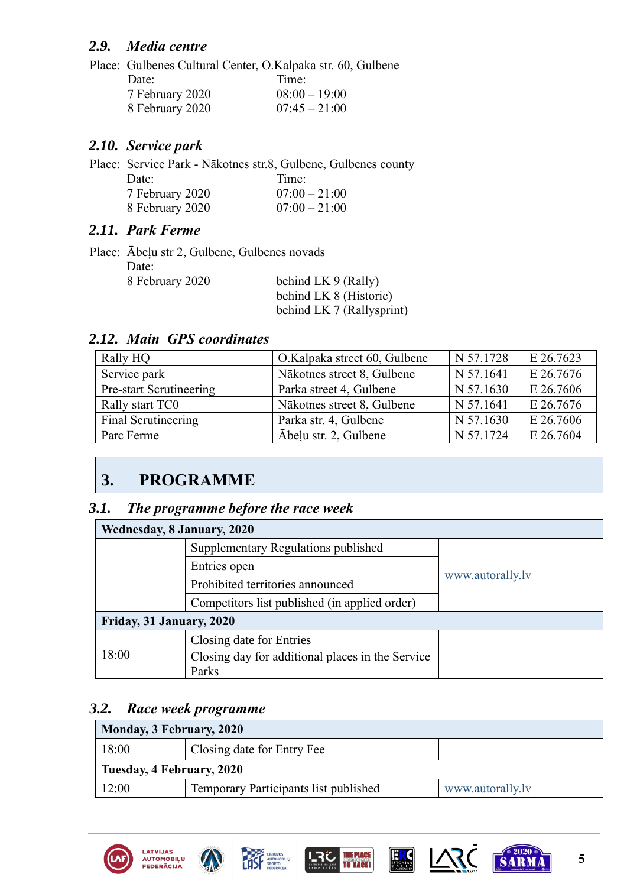### 2.9. *Media centre*

Place: Gulbenes Cultural Center, O.Kalpaka str. 60, Gulbene

| Date: | Time: |
|---|---|
| 7 February 2020 | 08:00 – 19:00 |
| 8 February 2020 | 07:45 – 21:00 |

### 2.10. *Service park*

Place: Service Park - Nākotnes str.8, Gulbene, Gulbenes county

| Date: | Time: |
|---|---|
| 7 February 2020 | 07:00 – 21:00 |
| 8 February 2020 | 07:00 – 21:00 |

### 2.11. *Park Ferme*

Place: Ābeļu str 2, Gulbene, Gulbenes novads

Date:

8 February 2020 — behind LK 9 (Rally)
behind LK 8 (Historic)
behind LK 7 (Rallysprint)

### 2.12. *Main GPS coordinates*

| | | | |
|---|---|---|---|
| Rally HQ | O.Kalpaka street 60, Gulbene | N 57.1728 | E 26.7623 |
| Service park | Nākotnes street 8, Gulbene | N 57.1641 | E 26.7676 |
| Pre-start Scrutineering | Parka street 4, Gulbene | N 57.1630 | E 26.7606 |
| Rally start TC0 | Nākotnes street 8, Gulbene | N 57.1641 | E 26.7676 |
| Final Scrutineering | Parka str. 4, Gulbene | N 57.1630 | E 26.7606 |
| Parc Ferme | Ābeļu str. 2, Gulbene | N 57.1724 | E 26.7604 |

## 3. PROGRAMME

### 3.1. *The programme before the race week*

| **Wednesday, 8 January, 2020** | | |
|---|---|---|
| | Supplementary Regulations published | www.autorally.lv |
| | Entries open | |
| | Prohibited territories announced | |
| | Competitors list published (in applied order) | |
| **Friday, 31 January, 2020** | | |
| 18:00 | Closing date for Entries | |
| | Closing day for additional places in the Service Parks | |

### 3.2. *Race week programme*

| **Monday, 3 February, 2020** | | |
|---|---|---|
| 18:00 | Closing date for Entry Fee | |
| **Tuesday, 4 February, 2020** | | |
| 12:00 | Temporary Participants list published | www.autorally.lv |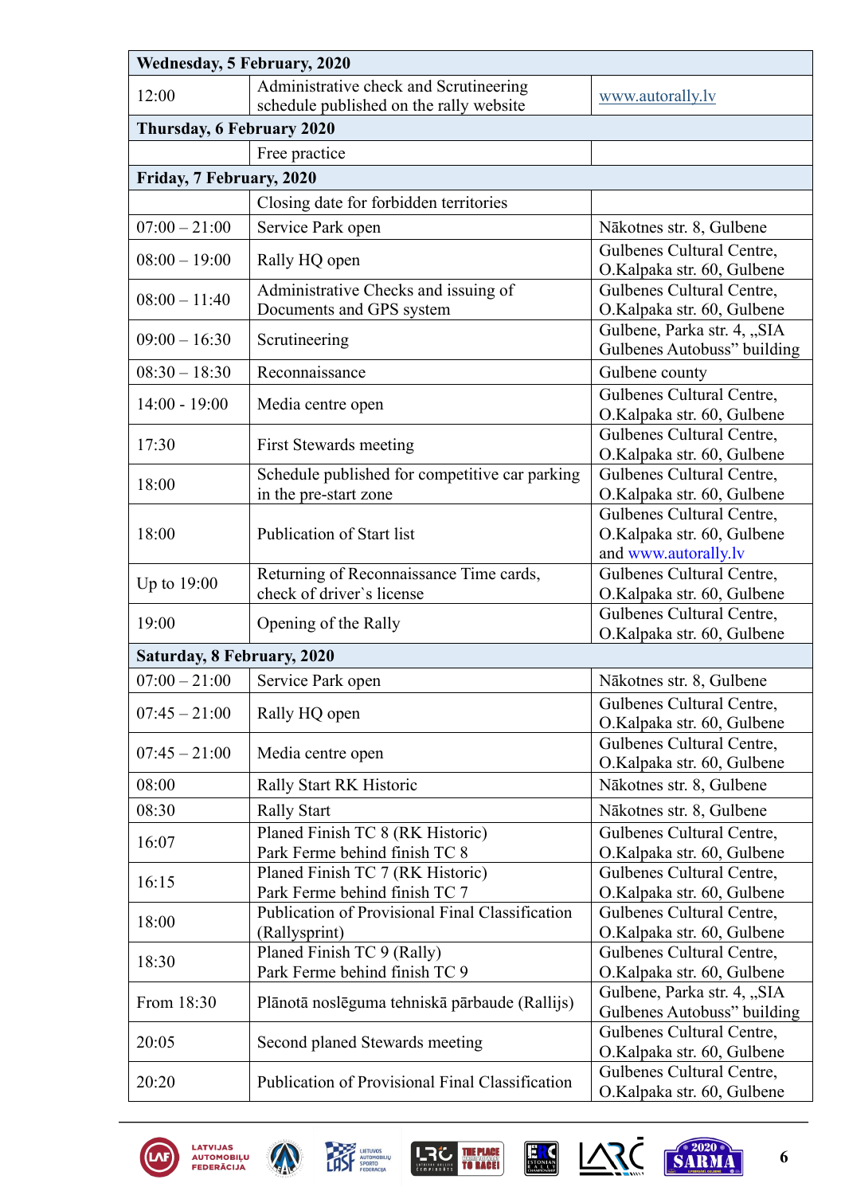| Wednesday, 5 February, 2020 | | |
|---|---|---|
| 12:00 | Administrative check and Scrutineering schedule published on the rally website | www.autorally.lv |
| **Thursday, 6 February 2020** | | |
| | Free practice | |
| **Friday, 7 February, 2020** | | |
| | Closing date for forbidden territories | |
| 07:00 – 21:00 | Service Park open | Nākotnes str. 8, Gulbene |
| 08:00 – 19:00 | Rally HQ open | Gulbenes Cultural Centre, O.Kalpaka str. 60, Gulbene |
| 08:00 – 11:40 | Administrative Checks and issuing of Documents and GPS system | Gulbenes Cultural Centre, O.Kalpaka str. 60, Gulbene |
| 09:00 – 16:30 | Scrutineering | Gulbene, Parka str. 4, „SIA Gulbenes Autobuss" building |
| 08:30 – 18:30 | Reconnaissance | Gulbene county |
| 14:00 - 19:00 | Media centre open | Gulbenes Cultural Centre, O.Kalpaka str. 60, Gulbene |
| 17:30 | First Stewards meeting | Gulbenes Cultural Centre, O.Kalpaka str. 60, Gulbene |
| 18:00 | Schedule published for competitive car parking in the pre-start zone | Gulbenes Cultural Centre, O.Kalpaka str. 60, Gulbene |
| 18:00 | Publication of Start list | Gulbenes Cultural Centre, O.Kalpaka str. 60, Gulbene and www.autorally.lv |
| Up to 19:00 | Returning of Reconnaissance Time cards, check of driver`s license | Gulbenes Cultural Centre, O.Kalpaka str. 60, Gulbene |
| 19:00 | Opening of the Rally | Gulbenes Cultural Centre, O.Kalpaka str. 60, Gulbene |
| **Saturday, 8 February, 2020** | | |
| 07:00 – 21:00 | Service Park open | Nākotnes str. 8, Gulbene |
| 07:45 – 21:00 | Rally HQ open | Gulbenes Cultural Centre, O.Kalpaka str. 60, Gulbene |
| 07:45 – 21:00 | Media centre open | Gulbenes Cultural Centre, O.Kalpaka str. 60, Gulbene |
| 08:00 | Rally Start RK Historic | Nākotnes str. 8, Gulbene |
| 08:30 | Rally Start | Nākotnes str. 8, Gulbene |
| 16:07 | Planed Finish TC 8 (RK Historic) Park Ferme behind finish TC 8 | Gulbenes Cultural Centre, O.Kalpaka str. 60, Gulbene |
| 16:15 | Planed Finish TC 7 (RK Historic) Park Ferme behind finish TC 7 | Gulbenes Cultural Centre, O.Kalpaka str. 60, Gulbene |
| 18:00 | Publication of Provisional Final Classification (Rallysprint) | Gulbenes Cultural Centre, O.Kalpaka str. 60, Gulbene |
| 18:30 | Planed Finish TC 9 (Rally) Park Ferme behind finish TC 9 | Gulbenes Cultural Centre, O.Kalpaka str. 60, Gulbene |
| From 18:30 | Plānotā noslēguma tehniskā pārbaude (Rallijs) | Gulbene, Parka str. 4, „SIA Gulbenes Autobuss" building |
| 20:05 | Second planed Stewards meeting | Gulbenes Cultural Centre, O.Kalpaka str. 60, Gulbene |
| 20:20 | Publication of Provisional Final Classification | Gulbenes Cultural Centre, O.Kalpaka str. 60, Gulbene |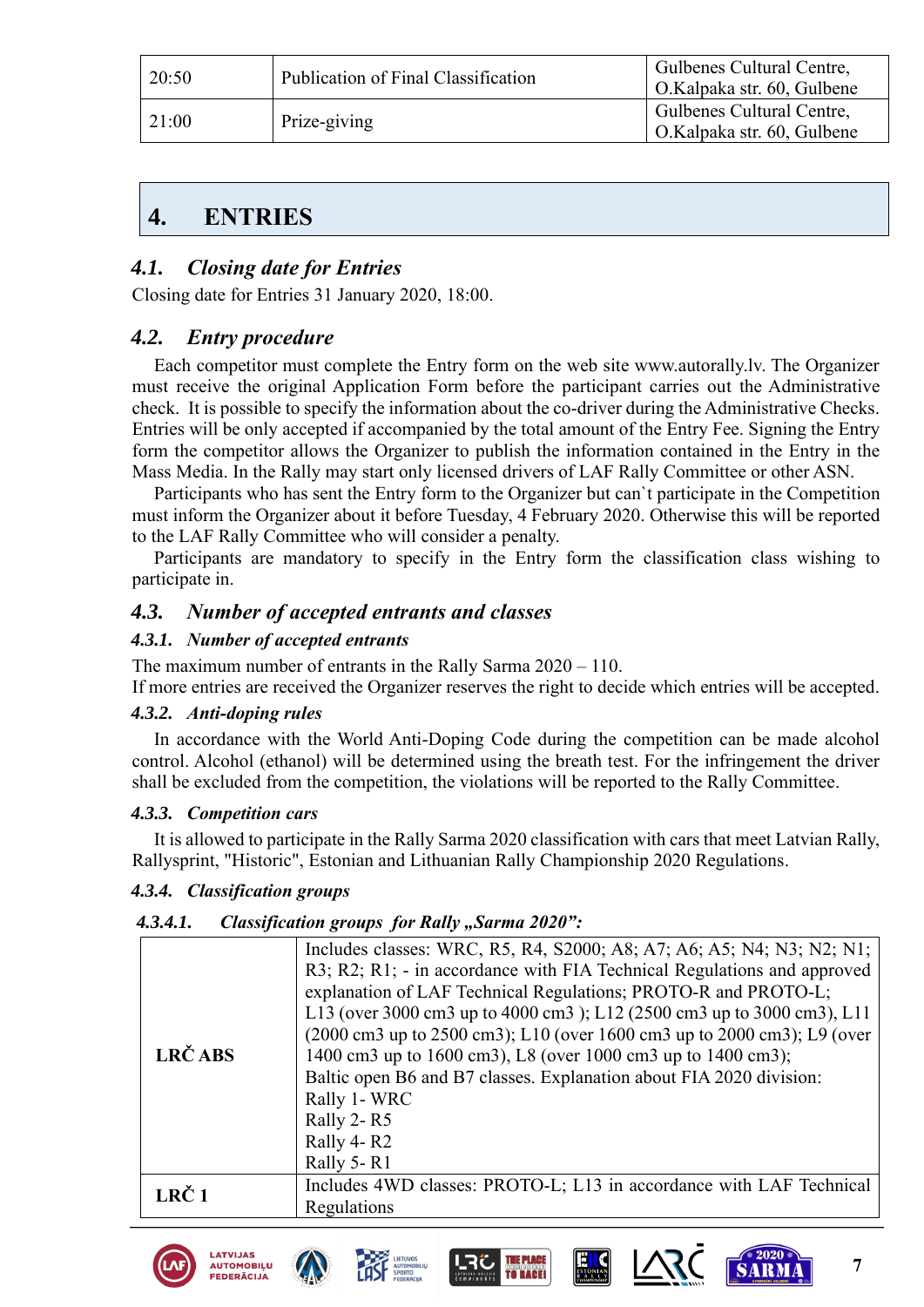| | | |
|---|---|---|
| 20:50 | Publication of Final Classification | Gulbenes Cultural Centre, O.Kalpaka str. 60, Gulbene |
| 21:00 | Prize-giving | Gulbenes Cultural Centre, O.Kalpaka str. 60, Gulbene |

# 4. ENTRIES

## *4.1. Closing date for Entries*

Closing date for Entries 31 January 2020, 18:00.

## *4.2. Entry procedure*

Each competitor must complete the Entry form on the web site www.autorally.lv. The Organizer must receive the original Application Form before the participant carries out the Administrative check. It is possible to specify the information about the co-driver during the Administrative Checks. Entries will be only accepted if accompanied by the total amount of the Entry Fee. Signing the Entry form the competitor allows the Organizer to publish the information contained in the Entry in the Mass Media. In the Rally may start only licensed drivers of LAF Rally Committee or other ASN.

Participants who has sent the Entry form to the Organizer but can`t participate in the Competition must inform the Organizer about it before Tuesday, 4 February 2020. Otherwise this will be reported to the LAF Rally Committee who will consider a penalty.

Participants are mandatory to specify in the Entry form the classification class wishing to participate in.

## *4.3. Number of accepted entrants and classes*

### *4.3.1. Number of accepted entrants*

The maximum number of entrants in the Rally Sarma 2020 – 110.
If more entries are received the Organizer reserves the right to decide which entries will be accepted.

### *4.3.2. Anti-doping rules*

In accordance with the World Anti-Doping Code during the competition can be made alcohol control. Alcohol (ethanol) will be determined using the breath test. For the infringement the driver shall be excluded from the competition, the violations will be reported to the Rally Committee.

### *4.3.3. Competition cars*

It is allowed to participate in the Rally Sarma 2020 classification with cars that meet Latvian Rally, Rallysprint, "Historic", Estonian and Lithuanian Rally Championship 2020 Regulations.

### *4.3.4. Classification groups*

#### *4.3.4.1. Classification groups for Rally „Sarma 2020":*

| | |
|---|---|
| **LRČ ABS** | Includes classes: WRC, R5, R4, S2000; A8; A7; A6; A5; N4; N3; N2; N1; R3; R2; R1; - in accordance with FIA Technical Regulations and approved explanation of LAF Technical Regulations; PROTO-R and PROTO-L; L13 (over 3000 cm3 up to 4000 cm3 ); L12 (2500 cm3 up to 3000 cm3), L11 (2000 cm3 up to 2500 cm3); L10 (over 1600 cm3 up to 2000 cm3); L9 (over 1400 cm3 up to 1600 cm3), L8 (over 1000 cm3 up to 1400 cm3); Baltic open B6 and B7 classes. Explanation about FIA 2020 division: Rally 1- WRC Rally 2- R5 Rally 4- R2 Rally 5- R1 |
| **LRČ 1** | Includes 4WD classes: PROTO-L; L13 in accordance with LAF Technical Regulations |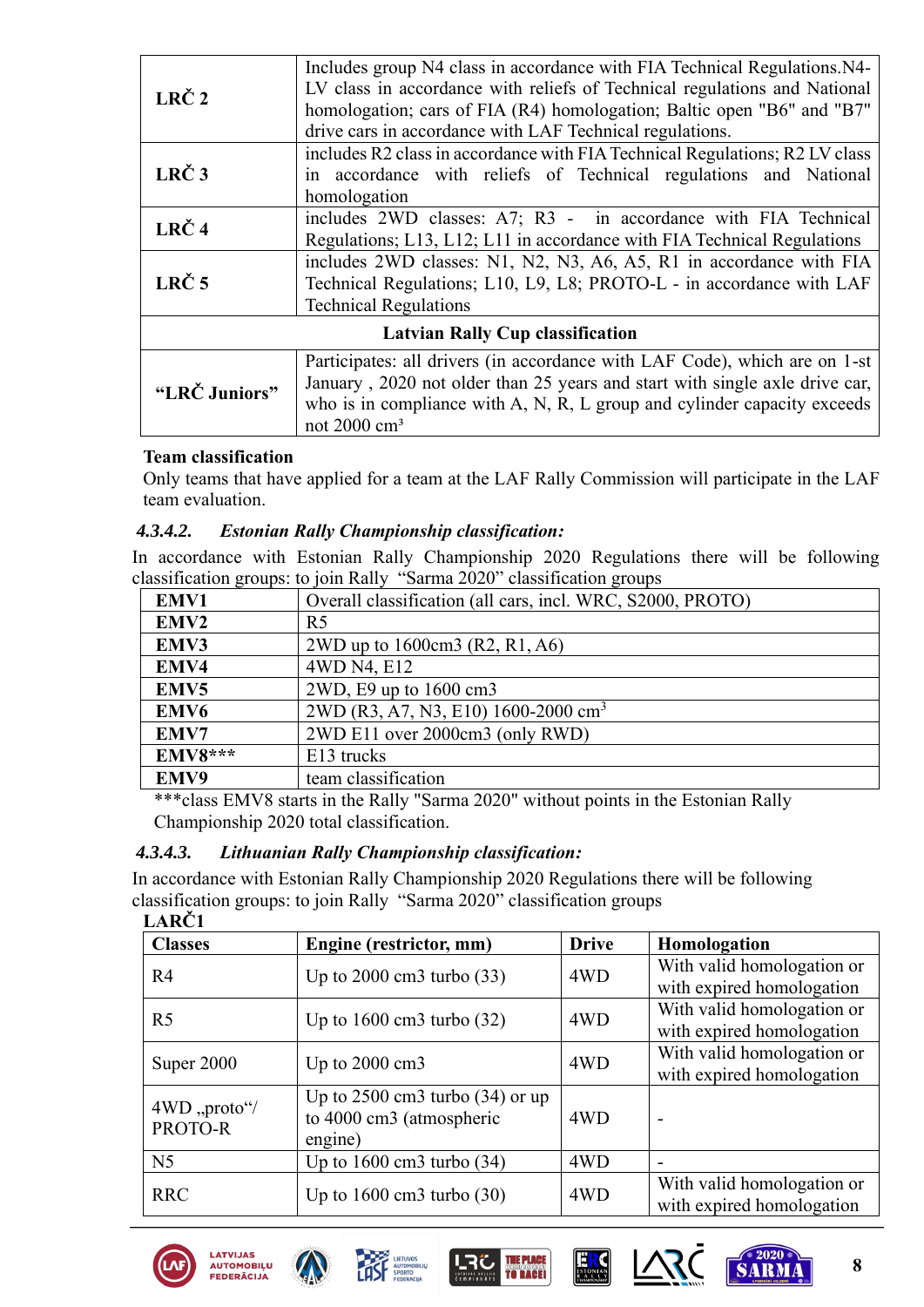| | |
|---|---|
| **LRČ 2** | Includes group N4 class in accordance with FIA Technical Regulations.N4-LV class in accordance with reliefs of Technical regulations and National homologation; cars of FIA (R4) homologation; Baltic open "B6" and "B7" drive cars in accordance with LAF Technical regulations. |
| **LRČ 3** | includes R2 class in accordance with FIA Technical Regulations; R2 LV class in accordance with reliefs of Technical regulations and National homologation |
| **LRČ 4** | includes 2WD classes: A7; R3 - in accordance with FIA Technical Regulations; L13, L12; L11 in accordance with FIA Technical Regulations |
| **LRČ 5** | includes 2WD classes: N1, N2, N3, A6, A5, R1 in accordance with FIA Technical Regulations; L10, L9, L8; PROTO-L - in accordance with LAF Technical Regulations |
| **Latvian Rally Cup classification** | |
| **“LRČ Juniors”** | Participates: all drivers (in accordance with LAF Code), which are on 1-st January , 2020 not older than 25 years and start with single axle drive car, who is in compliance with A, N, R, L group and cylinder capacity exceeds not 2000 cm³ |

**Team classification**

Only teams that have applied for a team at the LAF Rally Commission will participate in the LAF team evaluation.

#### *4.3.4.2. Estonian Rally Championship classification:*

In accordance with Estonian Rally Championship 2020 Regulations there will be following classification groups: to join Rally “Sarma 2020” classification groups

| | |
|---|---|
| **EMV1** | Overall classification (all cars, incl. WRC, S2000, PROTO) |
| **EMV2** | R5 |
| **EMV3** | 2WD up to 1600cm3 (R2, R1, A6) |
| **EMV4** | 4WD N4, E12 |
| **EMV5** | 2WD, E9 up to 1600 cm3 |
| **EMV6** | 2WD (R3, A7, N3, E10) 1600-2000 cm$^3$ |
| **EMV7** | 2WD E11 over 2000cm3 (only RWD) |
| **EMV8*** ** | E13 trucks |
| **EMV9** | team classification |

***class EMV8 starts in the Rally "Sarma 2020" without points in the Estonian Rally Championship 2020 total classification.

#### *4.3.4.3. Lithuanian Rally Championship classification:*

In accordance with Estonian Rally Championship 2020 Regulations there will be following classification groups: to join Rally “Sarma 2020” classification groups

**LARČ1**

| **Classes** | **Engine (restrictor, mm)** | **Drive** | **Homologation** |
|---|---|---|---|
| R4 | Up to 2000 cm3 turbo (33) | 4WD | With valid homologation or with expired homologation |
| R5 | Up to 1600 cm3 turbo (32) | 4WD | With valid homologation or with expired homologation |
| Super 2000 | Up to 2000 cm3 | 4WD | With valid homologation or with expired homologation |
| 4WD „proto“/ PROTO-R | Up to 2500 cm3 turbo (34) or up to 4000 cm3 (atmospheric engine) | 4WD | - |
| N5 | Up to 1600 cm3 turbo (34) | 4WD | - |
| RRC | Up to 1600 cm3 turbo (30) | 4WD | With valid homologation or with expired homologation |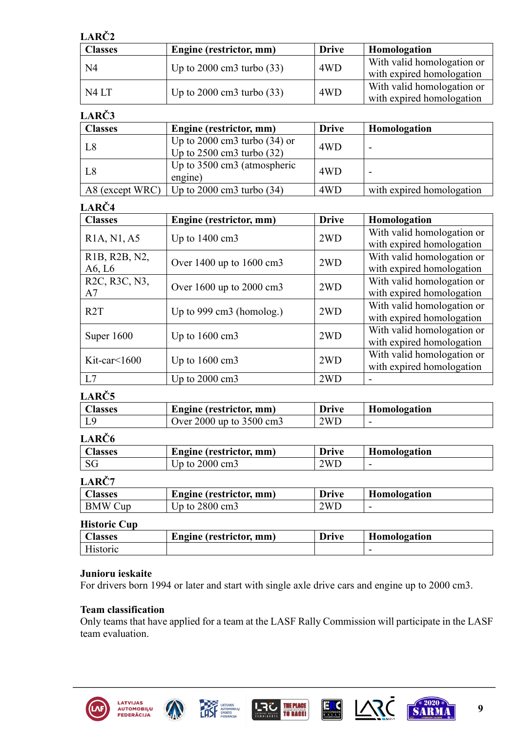### LARČ2

| Classes | Engine (restrictor, mm) | Drive | Homologation |
|---|---|---|---|
| N4 | Up to 2000 cm3 turbo (33) | 4WD | With valid homologation or with expired homologation |
| N4 LT | Up to 2000 cm3 turbo (33) | 4WD | With valid homologation or with expired homologation |

### LARČ3

| Classes | Engine (restrictor, mm) | Drive | Homologation |
|---|---|---|---|
| L8 | Up to 2000 cm3 turbo (34) or Up to 2500 cm3 turbo (32) | 4WD | - |
| L8 | Up to 3500 cm3 (atmospheric engine) | 4WD | - |
| A8 (except WRC) | Up to 2000 cm3 turbo (34) | 4WD | with expired homologation |

### LARČ4

| Classes | Engine (restrictor, mm) | Drive | Homologation |
|---|---|---|---|
| R1A, N1, A5 | Up to 1400 cm3 | 2WD | With valid homologation or with expired homologation |
| R1B, R2B, N2, A6, L6 | Over 1400 up to 1600 cm3 | 2WD | With valid homologation or with expired homologation |
| R2C, R3C, N3, A7 | Over 1600 up to 2000 cm3 | 2WD | With valid homologation or with expired homologation |
| R2T | Up to 999 cm3 (homolog.) | 2WD | With valid homologation or with expired homologation |
| Super 1600 | Up to 1600 cm3 | 2WD | With valid homologation or with expired homologation |
| Kit-car<1600 | Up to 1600 cm3 | 2WD | With valid homologation or with expired homologation |
| L7 | Up to 2000 cm3 | 2WD | - |

### LARČ5

| Classes | Engine (restrictor, mm) | Drive | Homologation |
|---|---|---|---|
| L9 | Over 2000 up to 3500 cm3 | 2WD | - |

### LARČ6

| Classes | Engine (restrictor, mm) | Drive | Homologation |
|---|---|---|---|
| SG | Up to 2000 cm3 | 2WD | - |

### LARČ7

| Classes | Engine (restrictor, mm) | Drive | Homologation |
|---|---|---|---|
| BMW Cup | Up to 2800 cm3 | 2WD | - |

### Historic Cup

| Classes | Engine (restrictor, mm) | Drive | Homologation |
|---|---|---|---|
| Historic | | | - |

**Junioru ieskaite**
For drivers born 1994 or later and start with single axle drive cars and engine up to 2000 cm3.

**Team classification**
Only teams that have applied for a team at the LASF Rally Commission will participate in the LASF team evaluation.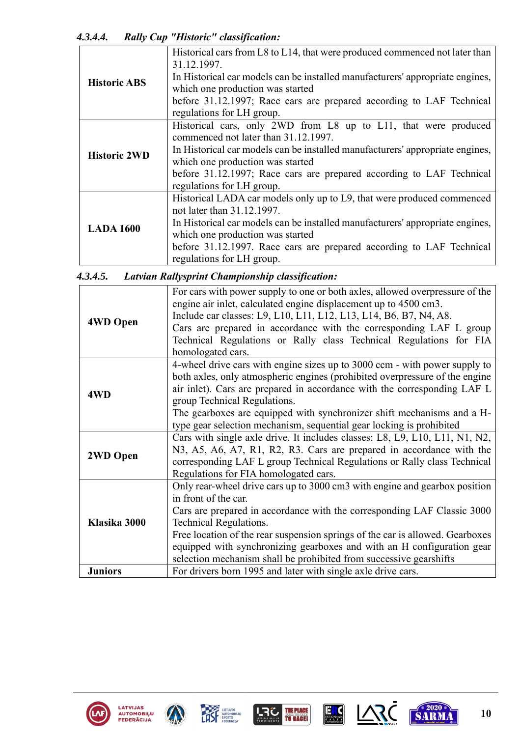#### 4.3.4.4. *Rally Cup "Historic" classification:*

| | |
|---|---|
| **Historic ABS** | Historical cars from L8 to L14, that were produced commenced not later than 31.12.1997. In Historical car models can be installed manufacturers' appropriate engines, which one production was started before 31.12.1997; Race cars are prepared according to LAF Technical regulations for LH group. |
| **Historic 2WD** | Historical cars, only 2WD from L8 up to L11, that were produced commenced not later than 31.12.1997. In Historical car models can be installed manufacturers' appropriate engines, which one production was started before 31.12.1997; Race cars are prepared according to LAF Technical regulations for LH group. |
| **LADA 1600** | Historical LADA car models only up to L9, that were produced commenced not later than 31.12.1997. In Historical car models can be installed manufacturers' appropriate engines, which one production was started before 31.12.1997. Race cars are prepared according to LAF Technical regulations for LH group. |

#### 4.3.4.5. *Latvian Rallysprint Championship classification:*

| | |
|---|---|
| **4WD Open** | For cars with power supply to one or both axles, allowed overpressure of the engine air inlet, calculated engine displacement up to 4500 cm3. Include car classes: L9, L10, L11, L12, L13, L14, B6, B7, N4, A8. Cars are prepared in accordance with the corresponding LAF L group Technical Regulations or Rally class Technical Regulations for FIA homologated cars. |
| **4WD** | 4-wheel drive cars with engine sizes up to 3000 ccm - with power supply to both axles, only atmospheric engines (prohibited overpressure of the engine air inlet). Cars are prepared in accordance with the corresponding LAF L group Technical Regulations. The gearboxes are equipped with synchronizer shift mechanisms and a H-type gear selection mechanism, sequential gear locking is prohibited |
| **2WD Open** | Cars with single axle drive. It includes classes: L8, L9, L10, L11, N1, N2, N3, A5, A6, A7, R1, R2, R3. Cars are prepared in accordance with the corresponding LAF L group Technical Regulations or Rally class Technical Regulations for FIA homologated cars. |
| **Klasika 3000** | Only rear-wheel drive cars up to 3000 cm3 with engine and gearbox position in front of the car. Cars are prepared in accordance with the corresponding LAF Classic 3000 Technical Regulations. Free location of the rear suspension springs of the car is allowed. Gearboxes equipped with synchronizing gearboxes and with an H configuration gear selection mechanism shall be prohibited from successive gearshifts |
| **Juniors** | For drivers born 1995 and later with single axle drive cars. |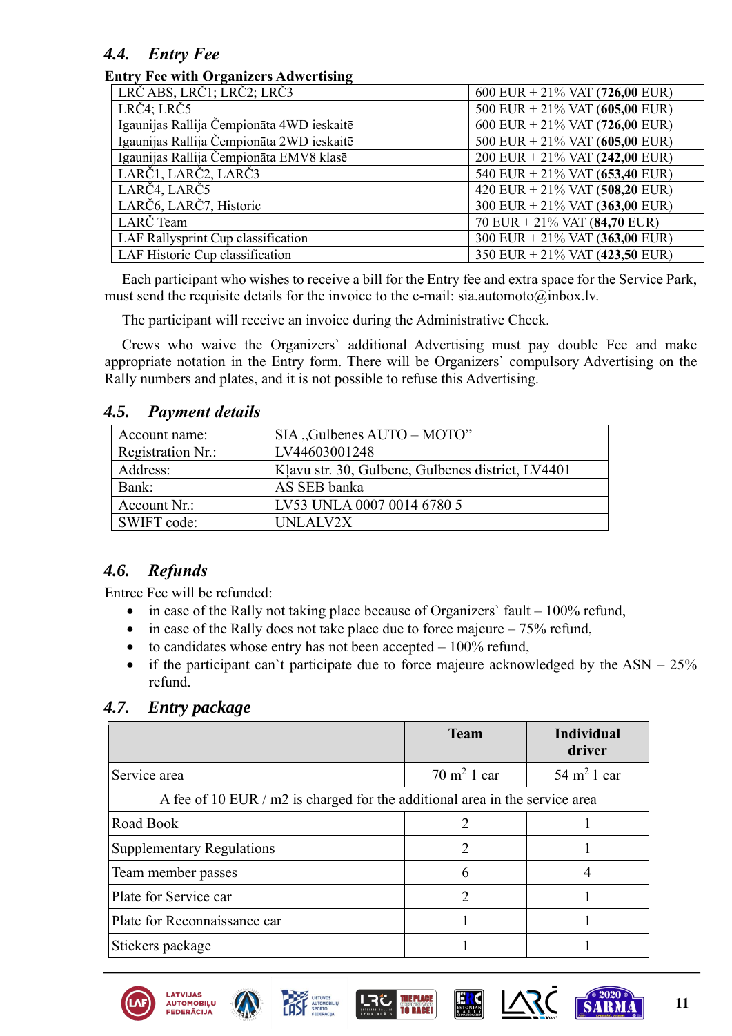## 4.4. *Entry Fee*

**Entry Fee with Organizers Adwertising**

| | |
|---|---|
| LRČ ABS, LRČ1; LRČ2; LRČ3 | 600 EUR + 21% VAT (**726,00** EUR) |
| LRČ4; LRČ5 | 500 EUR + 21% VAT (**605,00** EUR) |
| Igaunijas Rallija Čempionāta 4WD ieskaitē | 600 EUR + 21% VAT (**726,00** EUR) |
| Igaunijas Rallija Čempionāta 2WD ieskaitē | 500 EUR + 21% VAT (**605,00** EUR) |
| Igaunijas Rallija Čempionāta EMV8 klasē | 200 EUR + 21% VAT (**242,00** EUR) |
| LARČ1, LARČ2, LARČ3 | 540 EUR + 21% VAT (**653,40** EUR) |
| LARČ4, LARČ5 | 420 EUR + 21% VAT (**508,20** EUR) |
| LARČ6, LARČ7, Historic | 300 EUR + 21% VAT (**363,00** EUR) |
| LARČ Team | 70 EUR + 21% VAT (**84,70** EUR) |
| LAF Rallysprint Cup classification | 300 EUR + 21% VAT (**363,00** EUR) |
| LAF Historic Cup classification | 350 EUR + 21% VAT (**423,50** EUR) |

Each participant who wishes to receive a bill for the Entry fee and extra space for the Service Park, must send the requisite details for the invoice to the e-mail: sia.automoto@inbox.lv.

The participant will receive an invoice during the Administrative Check.

Crews who waive the Organizers` additional Advertising must pay double Fee and make appropriate notation in the Entry form. There will be Organizers` compulsory Advertising on the Rally numbers and plates, and it is not possible to refuse this Advertising.

## 4.5. *Payment details*

| | |
|---|---|
| Account name: | SIA „Gulbenes AUTO – MOTO” |
| Registration Nr.: | LV44603001248 |
| Address: | Kļavu str. 30, Gulbene, Gulbenes district, LV4401 |
| Bank: | AS SEB banka |
| Account Nr.: | LV53 UNLA 0007 0014 6780 5 |
| SWIFT code: | UNLALV2X |

## 4.6. *Refunds*

Entree Fee will be refunded:

- in case of the Rally not taking place because of Organizers` fault – 100% refund,
- in case of the Rally does not take place due to force majeure – 75% refund,
- to candidates whose entry has not been accepted – 100% refund,
- if the participant can`t participate due to force majeure acknowledged by the ASN – 25% refund.

## 4.7. *Entry package*

| | **Team** | **Individual driver** |
|---|---|---|
| Service area | 70 m$^2$ 1 car | 54 m$^2$ 1 car |
| A fee of 10 EUR / m2 is charged for the additional area in the service area | | |
| Road Book | 2 | 1 |
| Supplementary Regulations | 2 | 1 |
| Team member passes | 6 | 4 |
| Plate for Service car | 2 | 1 |
| Plate for Reconnaissance car | 1 | 1 |
| Stickers package | 1 | 1 |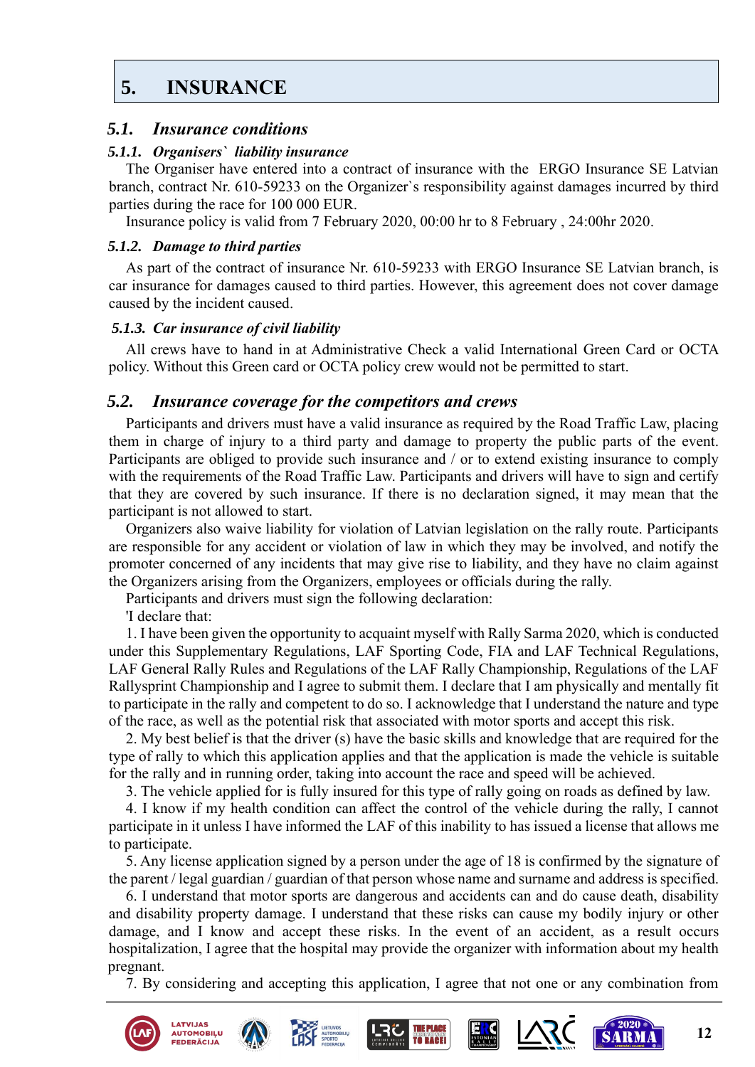# 5. INSURANCE

## 5.1. *Insurance conditions*

### *5.1.1. Organisers` liability insurance*

The Organiser have entered into a contract of insurance with the ERGO Insurance SE Latvian branch, contract Nr. 610-59233 on the Organizer`s responsibility against damages incurred by third parties during the race for 100 000 EUR.

Insurance policy is valid from 7 February 2020, 00:00 hr to 8 February , 24:00hr 2020.

### *5.1.2. Damage to third parties*

As part of the contract of insurance Nr. 610-59233 with ERGO Insurance SE Latvian branch, is car insurance for damages caused to third parties. However, this agreement does not cover damage caused by the incident caused.

### *5.1.3. Car insurance of civil liability*

All crews have to hand in at Administrative Check a valid International Green Card or OCTA policy. Without this Green card or OCTA policy crew would not be permitted to start.

## 5.2. *Insurance coverage for the competitors and crews*

Participants and drivers must have a valid insurance as required by the Road Traffic Law, placing them in charge of injury to a third party and damage to property the public parts of the event. Participants are obliged to provide such insurance and / or to extend existing insurance to comply with the requirements of the Road Traffic Law. Participants and drivers will have to sign and certify that they are covered by such insurance. If there is no declaration signed, it may mean that the participant is not allowed to start.

Organizers also waive liability for violation of Latvian legislation on the rally route. Participants are responsible for any accident or violation of law in which they may be involved, and notify the promoter concerned of any incidents that may give rise to liability, and they have no claim against the Organizers arising from the Organizers, employees or officials during the rally.

Participants and drivers must sign the following declaration:

'I declare that:

1. I have been given the opportunity to acquaint myself with Rally Sarma 2020, which is conducted under this Supplementary Regulations, LAF Sporting Code, FIA and LAF Technical Regulations, LAF General Rally Rules and Regulations of the LAF Rally Championship, Regulations of the LAF Rallysprint Championship and I agree to submit them. I declare that I am physically and mentally fit to participate in the rally and competent to do so. I acknowledge that I understand the nature and type of the race, as well as the potential risk that associated with motor sports and accept this risk.

2. My best belief is that the driver (s) have the basic skills and knowledge that are required for the type of rally to which this application applies and that the application is made the vehicle is suitable for the rally and in running order, taking into account the race and speed will be achieved.

3. The vehicle applied for is fully insured for this type of rally going on roads as defined by law.

4. I know if my health condition can affect the control of the vehicle during the rally, I cannot participate in it unless I have informed the LAF of this inability to has issued a license that allows me to participate.

5. Any license application signed by a person under the age of 18 is confirmed by the signature of the parent / legal guardian / guardian of that person whose name and surname and address is specified.

6. I understand that motor sports are dangerous and accidents can and do cause death, disability and disability property damage. I understand that these risks can cause my bodily injury or other damage, and I know and accept these risks. In the event of an accident, as a result occurs hospitalization, I agree that the hospital may provide the organizer with information about my health pregnant.

7. By considering and accepting this application, I agree that not one or any combination from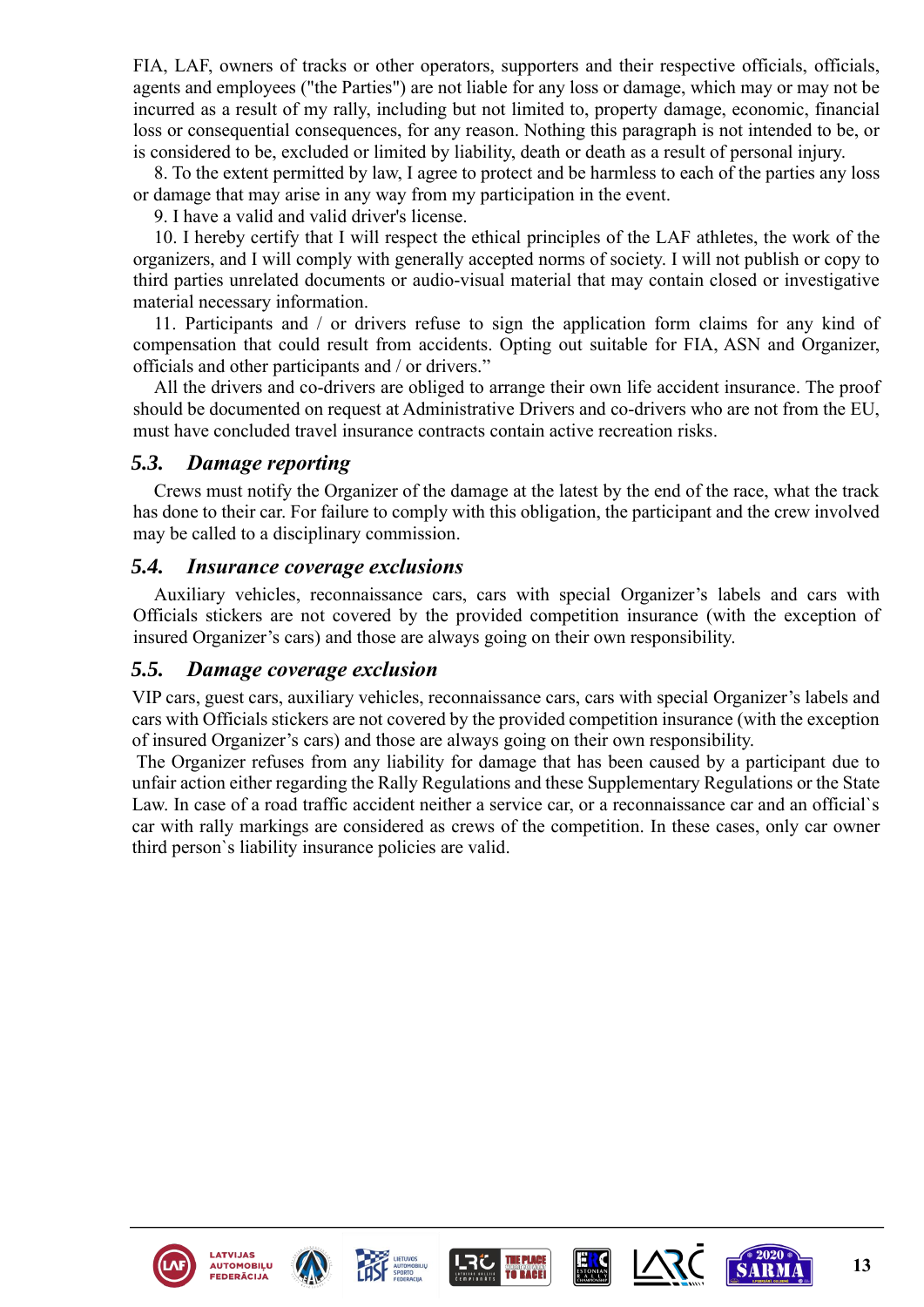FIA, LAF, owners of tracks or other operators, supporters and their respective officials, officials, agents and employees ("the Parties") are not liable for any loss or damage, which may or may not be incurred as a result of my rally, including but not limited to, property damage, economic, financial loss or consequential consequences, for any reason. Nothing this paragraph is not intended to be, or is considered to be, excluded or limited by liability, death or death as a result of personal injury.

8. To the extent permitted by law, I agree to protect and be harmless to each of the parties any loss or damage that may arise in any way from my participation in the event.

9. I have a valid and valid driver's license.

10. I hereby certify that I will respect the ethical principles of the LAF athletes, the work of the organizers, and I will comply with generally accepted norms of society. I will not publish or copy to third parties unrelated documents or audio-visual material that may contain closed or investigative material necessary information.

11. Participants and / or drivers refuse to sign the application form claims for any kind of compensation that could result from accidents. Opting out suitable for FIA, ASN and Organizer, officials and other participants and / or drivers."

All the drivers and co-drivers are obliged to arrange their own life accident insurance. The proof should be documented on request at Administrative Drivers and co-drivers who are not from the EU, must have concluded travel insurance contracts contain active recreation risks.

### *5.3. Damage reporting*

Crews must notify the Organizer of the damage at the latest by the end of the race, what the track has done to their car. For failure to comply with this obligation, the participant and the crew involved may be called to a disciplinary commission.

### *5.4. Insurance coverage exclusions*

Auxiliary vehicles, reconnaissance cars, cars with special Organizer's labels and cars with Officials stickers are not covered by the provided competition insurance (with the exception of insured Organizer's cars) and those are always going on their own responsibility.

### *5.5. Damage coverage exclusion*

VIP cars, guest cars, auxiliary vehicles, reconnaissance cars, cars with special Organizer's labels and cars with Officials stickers are not covered by the provided competition insurance (with the exception of insured Organizer's cars) and those are always going on their own responsibility.

The Organizer refuses from any liability for damage that has been caused by a participant due to unfair action either regarding the Rally Regulations and these Supplementary Regulations or the State Law. In case of a road traffic accident neither a service car, or a reconnaissance car and an official`s car with rally markings are considered as crews of the competition. In these cases, only car owner third person`s liability insurance policies are valid.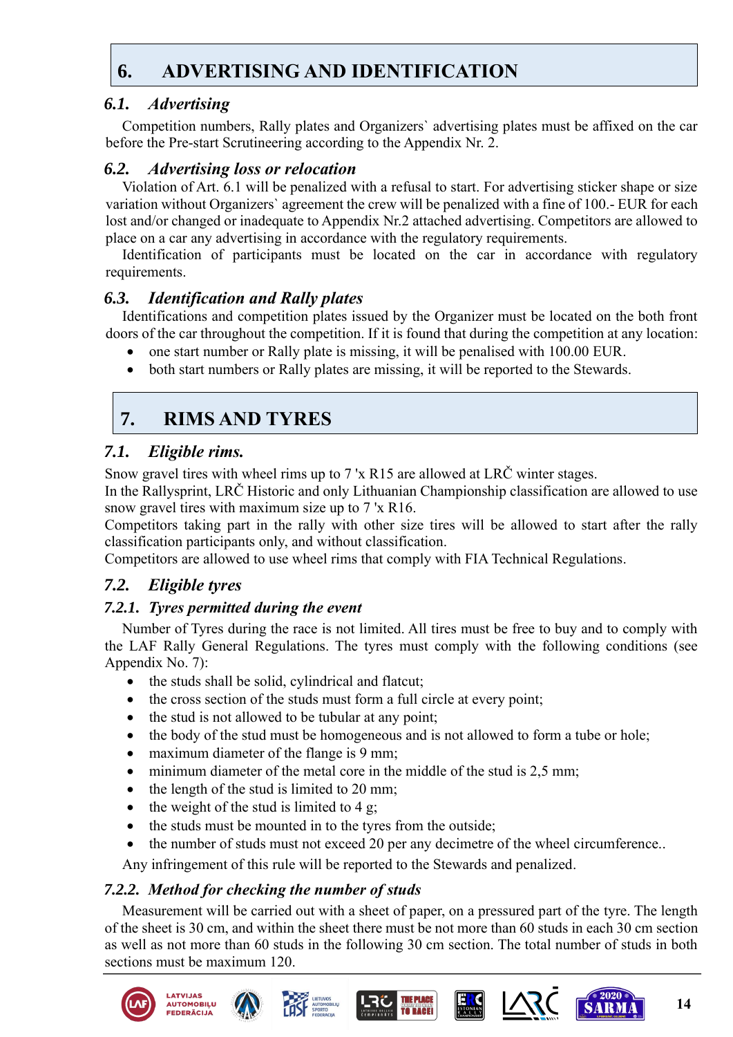# 6. ADVERTISING AND IDENTIFICATION

## 6.1. *Advertising*

Competition numbers, Rally plates and Organizers` advertising plates must be affixed on the car before the Pre-start Scrutineering according to the Appendix Nr. 2.

## 6.2. *Advertising loss or relocation*

Violation of Art. 6.1 will be penalized with a refusal to start. For advertising sticker shape or size variation without Organizers` agreement the crew will be penalized with a fine of 100.- EUR for each lost and/or changed or inadequate to Appendix Nr.2 attached advertising. Competitors are allowed to place on a car any advertising in accordance with the regulatory requirements.

Identification of participants must be located on the car in accordance with regulatory requirements.

## 6.3. *Identification and Rally plates*

Identifications and competition plates issued by the Organizer must be located on the both front doors of the car throughout the competition. If it is found that during the competition at any location:

- one start number or Rally plate is missing, it will be penalised with 100.00 EUR.
- both start numbers or Rally plates are missing, it will be reported to the Stewards.

# 7. RIMS AND TYRES

## 7.1. *Eligible rims.*

Snow gravel tires with wheel rims up to 7 'x R15 are allowed at LRČ winter stages.

In the Rallysprint, LRČ Historic and only Lithuanian Championship classification are allowed to use snow gravel tires with maximum size up to 7 'x R16.

Competitors taking part in the rally with other size tires will be allowed to start after the rally classification participants only, and without classification.

Competitors are allowed to use wheel rims that comply with FIA Technical Regulations.

## 7.2. *Eligible tyres*

### 7.2.1. *Tyres permitted during the event*

Number of Tyres during the race is not limited. All tires must be free to buy and to comply with the LAF Rally General Regulations. The tyres must comply with the following conditions (see Appendix No. 7):

- the studs shall be solid, cylindrical and flatcut;
- the cross section of the studs must form a full circle at every point;
- the stud is not allowed to be tubular at any point;
- the body of the stud must be homogeneous and is not allowed to form a tube or hole;
- maximum diameter of the flange is 9 mm;
- minimum diameter of the metal core in the middle of the stud is 2,5 mm;
- the length of the stud is limited to 20 mm;
- the weight of the stud is limited to 4 g;
- the studs must be mounted in to the tyres from the outside;
- the number of studs must not exceed 20 per any decimetre of the wheel circumference..

Any infringement of this rule will be reported to the Stewards and penalized.

### 7.2.2. *Method for checking the number of studs*

Measurement will be carried out with a sheet of paper, on a pressured part of the tyre. The length of the sheet is 30 cm, and within the sheet there must be not more than 60 studs in each 30 cm section as well as not more than 60 studs in the following 30 cm section. The total number of studs in both sections must be maximum 120.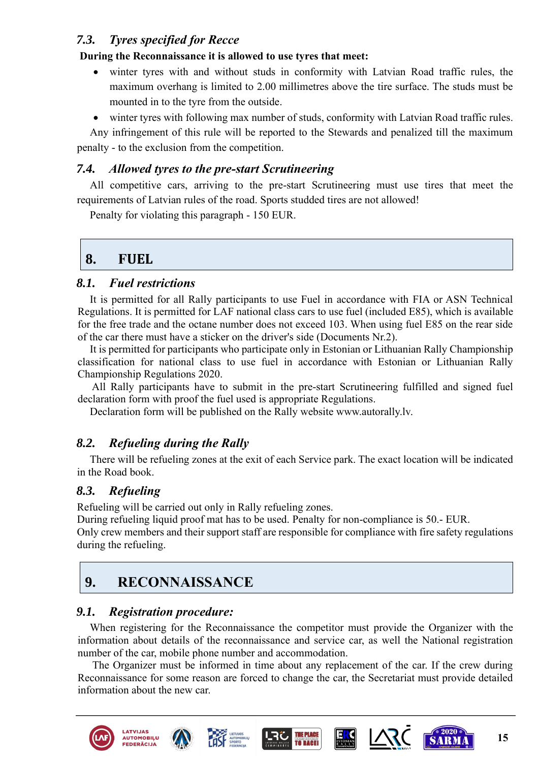### 7.3. *Tyres specified for Recce*

**During the Reconnaissance it is allowed to use tyres that meet:**

- winter tyres with and without studs in conformity with Latvian Road traffic rules, the maximum overhang is limited to 2.00 millimetres above the tire surface. The studs must be mounted in to the tyre from the outside.
- winter tyres with following max number of studs, conformity with Latvian Road traffic rules.

Any infringement of this rule will be reported to the Stewards and penalized till the maximum penalty - to the exclusion from the competition.

### 7.4. *Allowed tyres to the pre-start Scrutineering*

All competitive cars, arriving to the pre-start Scrutineering must use tires that meet the requirements of Latvian rules of the road. Sports studded tires are not allowed!

Penalty for violating this paragraph - 150 EUR.

## 8. FUEL

### 8.1. *Fuel restrictions*

It is permitted for all Rally participants to use Fuel in accordance with FIA or ASN Technical Regulations. It is permitted for LAF national class cars to use fuel (included E85), which is available for the free trade and the octane number does not exceed 103. When using fuel E85 on the rear side of the car there must have a sticker on the driver's side (Documents Nr.2).

It is permitted for participants who participate only in Estonian or Lithuanian Rally Championship classification for national class to use fuel in accordance with Estonian or Lithuanian Rally Championship Regulations 2020.

All Rally participants have to submit in the pre-start Scrutineering fulfilled and signed fuel declaration form with proof the fuel used is appropriate Regulations.

Declaration form will be published on the Rally website www.autorally.lv.

### 8.2. *Refueling during the Rally*

There will be refueling zones at the exit of each Service park. The exact location will be indicated in the Road book.

### 8.3. *Refueling*

Refueling will be carried out only in Rally refueling zones.

During refueling liquid proof mat has to be used. Penalty for non-compliance is 50.- EUR.

Only crew members and their support staff are responsible for compliance with fire safety regulations during the refueling.

## 9. RECONNAISSANCE

### 9.1. *Registration procedure:*

When registering for the Reconnaissance the competitor must provide the Organizer with the information about details of the reconnaissance and service car, as well the National registration number of the car, mobile phone number and accommodation.

The Organizer must be informed in time about any replacement of the car. If the crew during Reconnaissance for some reason are forced to change the car, the Secretariat must provide detailed information about the new car.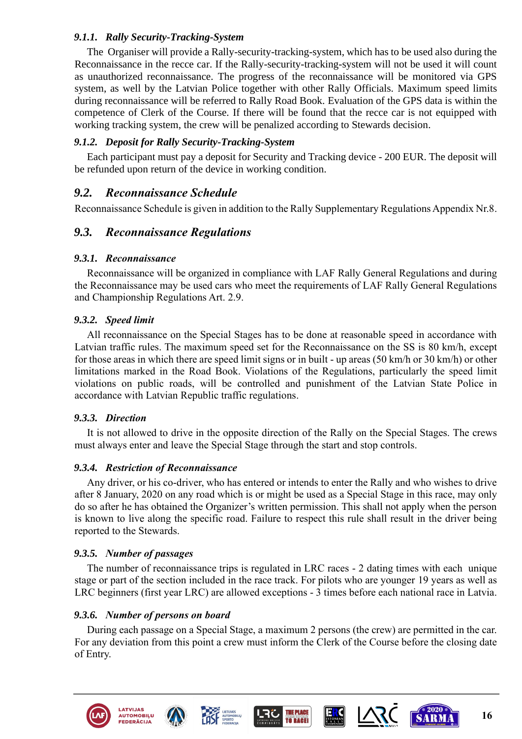#### *9.1.1. Rally Security-Tracking-System*

The Organiser will provide a Rally-security-tracking-system, which has to be used also during the Reconnaissance in the recce car. If the Rally-security-tracking-system will not be used it will count as unauthorized reconnaissance. The progress of the reconnaissance will be monitored via GPS system, as well by the Latvian Police together with other Rally Officials. Maximum speed limits during reconnaissance will be referred to Rally Road Book. Evaluation of the GPS data is within the competence of Clerk of the Course. If there will be found that the recce car is not equipped with working tracking system, the crew will be penalized according to Stewards decision.

#### *9.1.2. Deposit for Rally Security-Tracking-System*

Each participant must pay a deposit for Security and Tracking device - 200 EUR. The deposit will be refunded upon return of the device in working condition.

### *9.2. Reconnaissance Schedule*

Reconnaissance Schedule is given in addition to the Rally Supplementary Regulations Appendix Nr.8.

### *9.3. Reconnaissance Regulations*

#### *9.3.1. Reconnaissance*

Reconnaissance will be organized in compliance with LAF Rally General Regulations and during the Reconnaissance may be used cars who meet the requirements of LAF Rally General Regulations and Championship Regulations Art. 2.9.

#### *9.3.2. Speed limit*

All reconnaissance on the Special Stages has to be done at reasonable speed in accordance with Latvian traffic rules. The maximum speed set for the Reconnaissance on the SS is 80 km/h, except for those areas in which there are speed limit signs or in built - up areas (50 km/h or 30 km/h) or other limitations marked in the Road Book. Violations of the Regulations, particularly the speed limit violations on public roads, will be controlled and punishment of the Latvian State Police in accordance with Latvian Republic traffic regulations.

#### *9.3.3. Direction*

It is not allowed to drive in the opposite direction of the Rally on the Special Stages. The crews must always enter and leave the Special Stage through the start and stop controls.

#### *9.3.4. Restriction of Reconnaissance*

Any driver, or his co-driver, who has entered or intends to enter the Rally and who wishes to drive after 8 January, 2020 on any road which is or might be used as a Special Stage in this race, may only do so after he has obtained the Organizer's written permission. This shall not apply when the person is known to live along the specific road. Failure to respect this rule shall result in the driver being reported to the Stewards.

#### *9.3.5. Number of passages*

The number of reconnaissance trips is regulated in LRC races - 2 dating times with each unique stage or part of the section included in the race track. For pilots who are younger 19 years as well as LRC beginners (first year LRC) are allowed exceptions - 3 times before each national race in Latvia.

#### *9.3.6. Number of persons on board*

During each passage on a Special Stage, a maximum 2 persons (the crew) are permitted in the car. For any deviation from this point a crew must inform the Clerk of the Course before the closing date of Entry.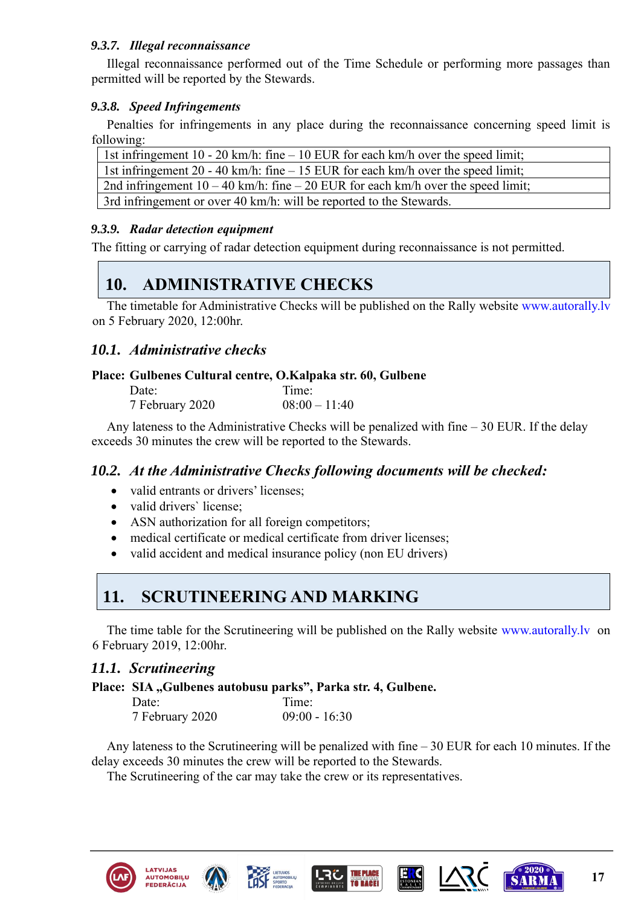#### 9.3.7. *Illegal reconnaissance*

Illegal reconnaissance performed out of the Time Schedule or performing more passages than permitted will be reported by the Stewards.

#### 9.3.8. *Speed Infringements*

Penalties for infringements in any place during the reconnaissance concerning speed limit is following:

| |
|---|
| 1st infringement 10 - 20 km/h: fine – 10 EUR for each km/h over the speed limit; |
| 1st infringement 20 - 40 km/h: fine – 15 EUR for each km/h over the speed limit; |
| 2nd infringement 10 – 40 km/h: fine – 20 EUR for each km/h over the speed limit; |
| 3rd infringement or over 40 km/h: will be reported to the Stewards. |

#### 9.3.9. *Radar detection equipment*

The fitting or carrying of radar detection equipment during reconnaissance is not permitted.

# 10. ADMINISTRATIVE CHECKS

The timetable for Administrative Checks will be published on the Rally website www.autorally.lv on 5 February 2020, 12:00hr.

## 10.1. *Administrative checks*

**Place: Gulbenes Cultural centre, O.Kalpaka str. 60, Gulbene**

| Date: | Time: |
|---|---|
| 7 February 2020 | 08:00 – 11:40 |

Any lateness to the Administrative Checks will be penalized with fine – 30 EUR. If the delay exceeds 30 minutes the crew will be reported to the Stewards.

## 10.2. *At the Administrative Checks following documents will be checked:*

- valid entrants or drivers' licenses;
- valid drivers` license;
- ASN authorization for all foreign competitors;
- medical certificate or medical certificate from driver licenses;
- valid accident and medical insurance policy (non EU drivers)

# 11. SCRUTINEERING AND MARKING

The time table for the Scrutineering will be published on the Rally website www.autorally.lv on 6 February 2019, 12:00hr.

## 11.1. *Scrutineering*

**Place: SIA „Gulbenes autobusu parks", Parka str. 4, Gulbene.**

| Date: | Time: |
|---|---|
| 7 February 2020 | 09:00 - 16:30 |

Any lateness to the Scrutineering will be penalized with fine – 30 EUR for each 10 minutes. If the delay exceeds 30 minutes the crew will be reported to the Stewards.

The Scrutineering of the car may take the crew or its representatives.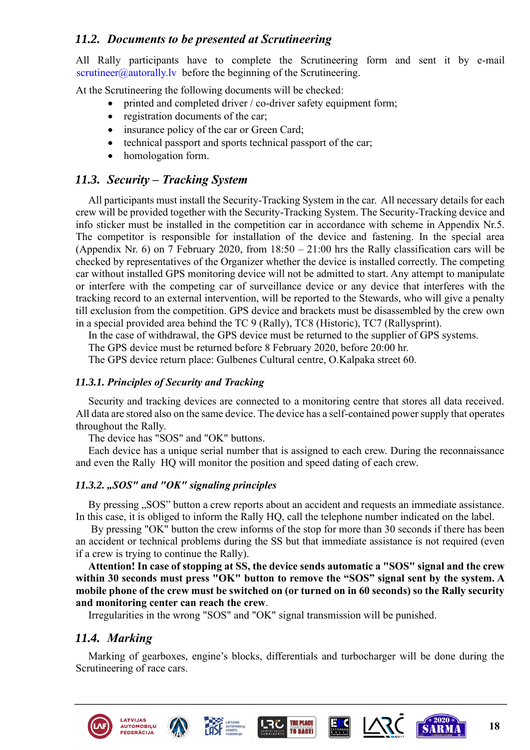## 11.2. *Documents to be presented at Scrutineering*

All Rally participants have to complete the Scrutineering form and sent it by e-mail scrutineer@autorally.lv before the beginning of the Scrutineering.

At the Scrutineering the following documents will be checked:

- printed and completed driver / co-driver safety equipment form;
- registration documents of the car;
- insurance policy of the car or Green Card;
- technical passport and sports technical passport of the car;
- homologation form.

## 11.3. *Security – Tracking System*

All participants must install the Security-Tracking System in the car. All necessary details for each crew will be provided together with the Security-Tracking System. The Security-Tracking device and info sticker must be installed in the competition car in accordance with scheme in Appendix Nr.5. The competitor is responsible for installation of the device and fastening. In the special area (Appendix Nr. 6) on 7 February 2020, from 18:50 – 21:00 hrs the Rally classification cars will be checked by representatives of the Organizer whether the device is installed correctly. The competing car without installed GPS monitoring device will not be admitted to start. Any attempt to manipulate or interfere with the competing car of surveillance device or any device that interferes with the tracking record to an external intervention, will be reported to the Stewards, who will give a penalty till exclusion from the competition. GPS device and brackets must be disassembled by the crew own in a special provided area behind the TC 9 (Rally), TC8 (Historic), TC7 (Rallysprint).

In the case of withdrawal, the GPS device must be returned to the supplier of GPS systems.

The GPS device must be returned before 8 February 2020, before 20:00 hr.

The GPS device return place: Gulbenes Cultural centre, O.Kalpaka street 60.

### *11.3.1. Principles of Security and Tracking*

Security and tracking devices are connected to a monitoring centre that stores all data received. All data are stored also on the same device. The device has a self-contained power supply that operates throughout the Rally.

The device has "SOS" and "OK" buttons.

Each device has a unique serial number that is assigned to each crew. During the reconnaissance and even the Rally HQ will monitor the position and speed dating of each crew.

### *11.3.2. „SOS" and "OK" signaling principles*

By pressing „SOS" button a crew reports about an accident and requests an immediate assistance. In this case, it is obliged to inform the Rally HQ, call the telephone number indicated on the label.

By pressing "OK" button the crew informs of the stop for more than 30 seconds if there has been an accident or technical problems during the SS but that immediate assistance is not required (even if a crew is trying to continue the Rally).

**Attention! In case of stopping at SS, the device sends automatic a "SOS" signal and the crew within 30 seconds must press "OK" button to remove the "SOS" signal sent by the system. A mobile phone of the crew must be switched on (or turned on in 60 seconds) so the Rally security and monitoring center can reach the crew**.

Irregularities in the wrong "SOS" and "OK" signal transmission will be punished.

## 11.4. *Marking*

Marking of gearboxes, engine's blocks, differentials and turbocharger will be done during the Scrutineering of race cars.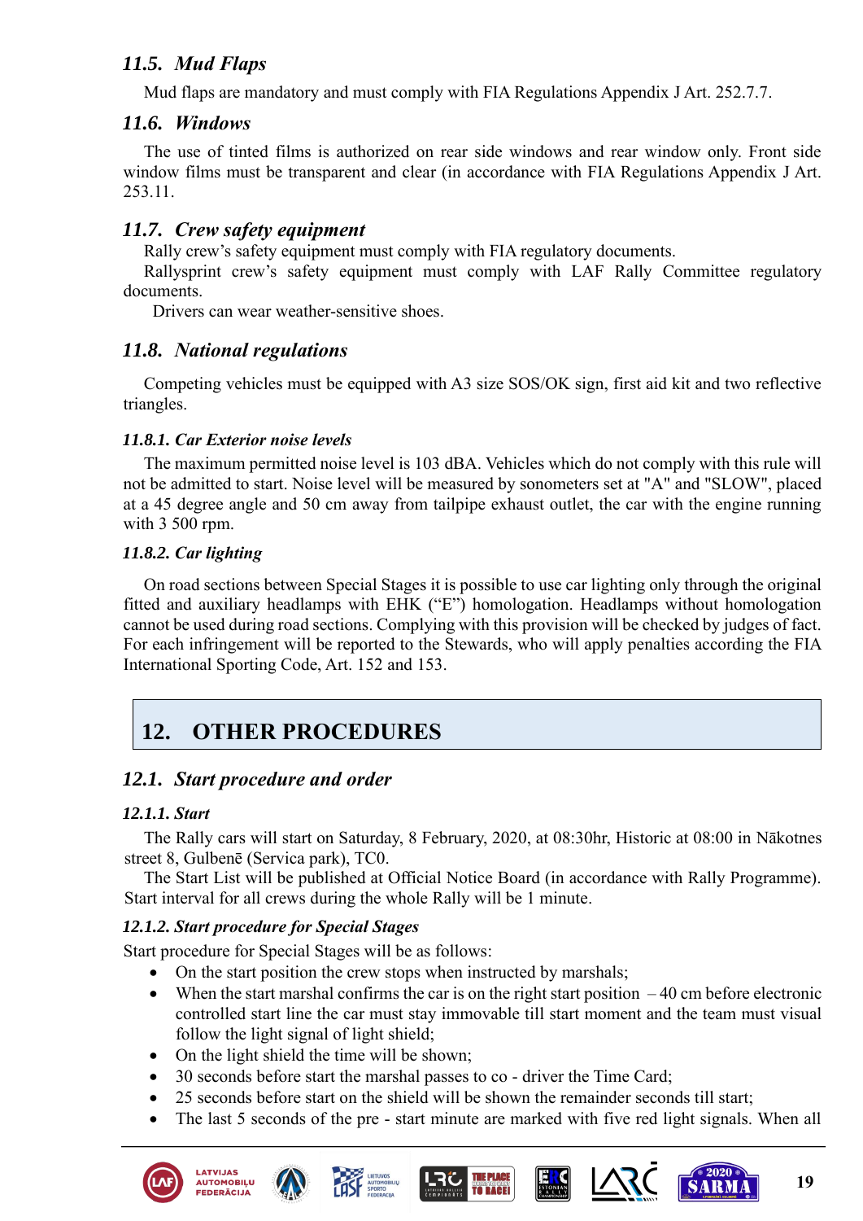### *11.5. Mud Flaps*

Mud flaps are mandatory and must comply with FIA Regulations Appendix J Art. 252.7.7.

### *11.6. Windows*

The use of tinted films is authorized on rear side windows and rear window only. Front side window films must be transparent and clear (in accordance with FIA Regulations Appendix J Art. 253.11.

### *11.7. Crew safety equipment*

Rally crew's safety equipment must comply with FIA regulatory documents.

Rallysprint crew's safety equipment must comply with LAF Rally Committee regulatory documents.

Drivers can wear weather-sensitive shoes.

### *11.8. National regulations*

Competing vehicles must be equipped with A3 size SOS/OK sign, first aid kit and two reflective triangles.

#### *11.8.1. Car Exterior noise levels*

The maximum permitted noise level is 103 dBA. Vehicles which do not comply with this rule will not be admitted to start. Noise level will be measured by sonometers set at "A" and "SLOW", placed at a 45 degree angle and 50 cm away from tailpipe exhaust outlet, the car with the engine running with 3 500 rpm.

#### *11.8.2. Car lighting*

On road sections between Special Stages it is possible to use car lighting only through the original fitted and auxiliary headlamps with EHK ("E") homologation. Headlamps without homologation cannot be used during road sections. Complying with this provision will be checked by judges of fact. For each infringement will be reported to the Stewards, who will apply penalties according the FIA International Sporting Code, Art. 152 and 153.

## 12. OTHER PROCEDURES

### *12.1. Start procedure and order*

#### *12.1.1. Start*

The Rally cars will start on Saturday, 8 February, 2020, at 08:30hr, Historic at 08:00 in Nākotnes street 8, Gulbenē (Servica park), TC0.

The Start List will be published at Official Notice Board (in accordance with Rally Programme). Start interval for all crews during the whole Rally will be 1 minute.

#### *12.1.2. Start procedure for Special Stages*

Start procedure for Special Stages will be as follows:

- On the start position the crew stops when instructed by marshals;
- When the start marshal confirms the car is on the right start position – 40 cm before electronic controlled start line the car must stay immovable till start moment and the team must visual follow the light signal of light shield;
- On the light shield the time will be shown;
- 30 seconds before start the marshal passes to co - driver the Time Card;
- 25 seconds before start on the shield will be shown the remainder seconds till start;
- The last 5 seconds of the pre - start minute are marked with five red light signals. When all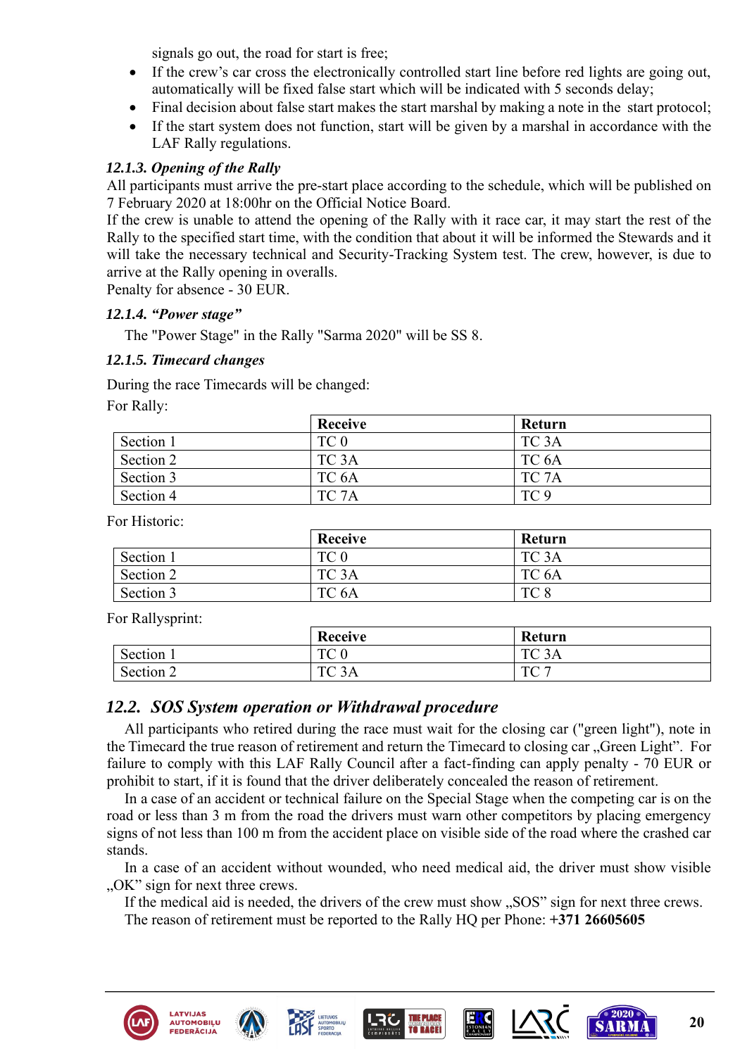signals go out, the road for start is free;

- If the crew's car cross the electronically controlled start line before red lights are going out, automatically will be fixed false start which will be indicated with 5 seconds delay;
- Final decision about false start makes the start marshal by making a note in the start protocol;
- If the start system does not function, start will be given by a marshal in accordance with the LAF Rally regulations.

#### *12.1.3. Opening of the Rally*

All participants must arrive the pre-start place according to the schedule, which will be published on 7 February 2020 at 18:00hr on the Official Notice Board.

If the crew is unable to attend the opening of the Rally with it race car, it may start the rest of the Rally to the specified start time, with the condition that about it will be informed the Stewards and it will take the necessary technical and Security-Tracking System test. The crew, however, is due to arrive at the Rally opening in overalls.

Penalty for absence - 30 EUR.

#### *12.1.4. "Power stage"*

The "Power Stage" in the Rally "Sarma 2020" will be SS 8.

#### *12.1.5. Timecard changes*

During the race Timecards will be changed:

For Rally:

| | **Receive** | **Return** |
|---|---|---|
| Section 1 | TC 0 | TC 3A |
| Section 2 | TC 3A | TC 6A |
| Section 3 | TC 6A | TC 7A |
| Section 4 | TC 7A | TC 9 |

For Historic:

| | **Receive** | **Return** |
|---|---|---|
| Section 1 | TC 0 | TC 3A |
| Section 2 | TC 3A | TC 6A |
| Section 3 | TC 6A | TC 8 |

For Rallysprint:

| | **Receive** | **Return** |
|---|---|---|
| Section 1 | TC 0 | TC 3A |
| Section 2 | TC 3A | TC 7 |

## *12.2. SOS System operation or Withdrawal procedure*

All participants who retired during the race must wait for the closing car ("green light"), note in the Timecard the true reason of retirement and return the Timecard to closing car „Green Light". For failure to comply with this LAF Rally Council after a fact-finding can apply penalty - 70 EUR or prohibit to start, if it is found that the driver deliberately concealed the reason of retirement.

In a case of an accident or technical failure on the Special Stage when the competing car is on the road or less than 3 m from the road the drivers must warn other competitors by placing emergency signs of not less than 100 m from the accident place on visible side of the road where the crashed car stands.

In a case of an accident without wounded, who need medical aid, the driver must show visible „OK" sign for next three crews.

If the medical aid is needed, the drivers of the crew must show „SOS" sign for next three crews.

The reason of retirement must be reported to the Rally HQ per Phone: **+371 26605605**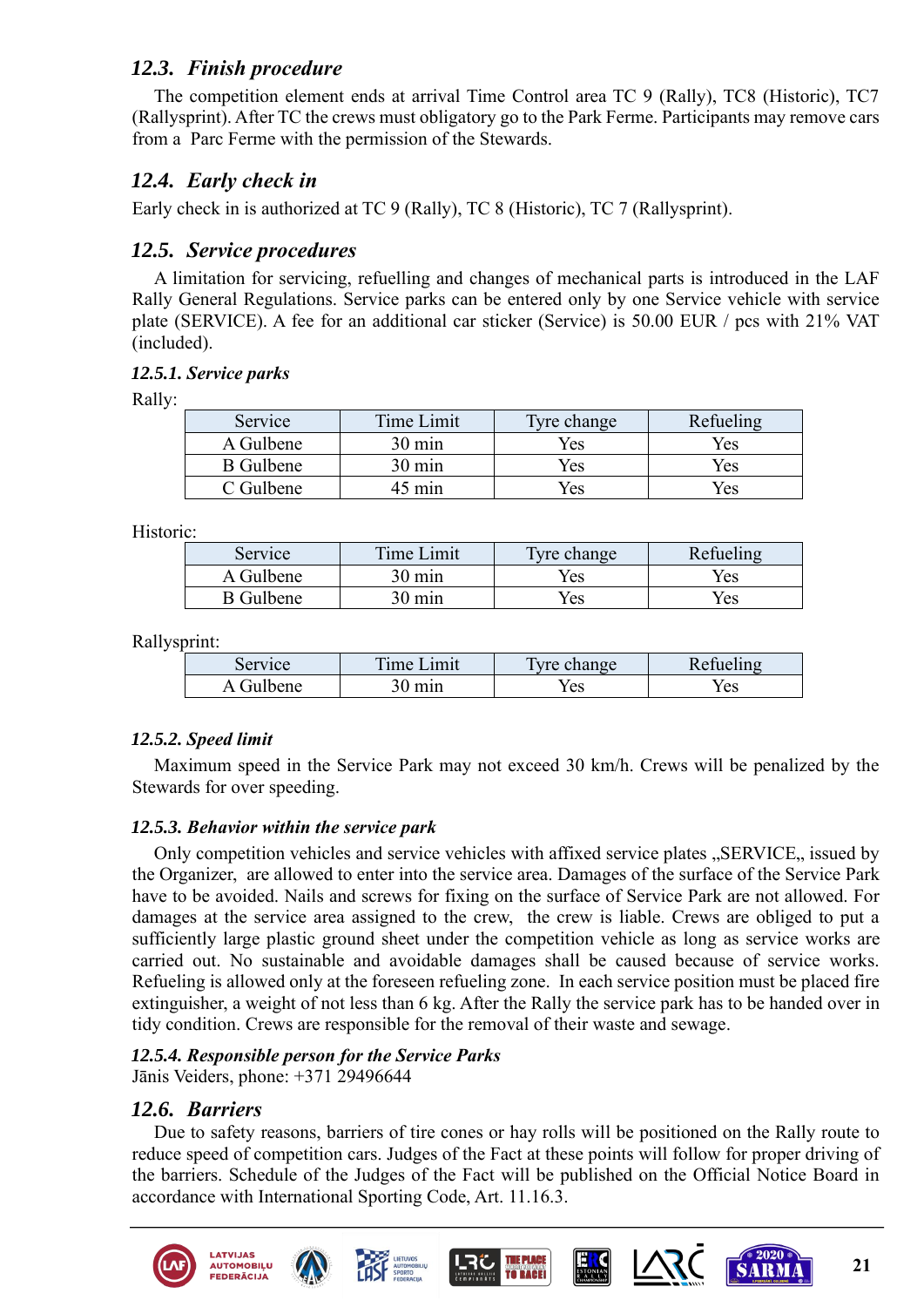## *12.3. Finish procedure*

The competition element ends at arrival Time Control area TC 9 (Rally), TC8 (Historic), TC7 (Rallysprint). After TC the crews must obligatory go to the Park Ferme. Participants may remove cars from a Parc Ferme with the permission of the Stewards.

## *12.4. Early check in*

Early check in is authorized at TC 9 (Rally), TC 8 (Historic), TC 7 (Rallysprint).

## *12.5. Service procedures*

A limitation for servicing, refuelling and changes of mechanical parts is introduced in the LAF Rally General Regulations. Service parks can be entered only by one Service vehicle with service plate (SERVICE). A fee for an additional car sticker (Service) is 50.00 EUR / pcs with 21% VAT (included).

### *12.5.1. Service parks*

Rally:

| Service | Time Limit | Tyre change | Refueling |
|---|---|---|---|
| A Gulbene | 30 min | Yes | Yes |
| B Gulbene | 30 min | Yes | Yes |
| C Gulbene | 45 min | Yes | Yes |

Historic:

| Service | Time Limit | Tyre change | Refueling |
|---|---|---|---|
| A Gulbene | 30 min | Yes | Yes |
| B Gulbene | 30 min | Yes | Yes |

Rallysprint:

| Service | Time Limit | Tyre change | Refueling |
|---|---|---|---|
| A Gulbene | 30 min | Yes | Yes |

### *12.5.2. Speed limit*

Maximum speed in the Service Park may not exceed 30 km/h. Crews will be penalized by the Stewards for over speeding.

### *12.5.3. Behavior within the service park*

Only competition vehicles and service vehicles with affixed service plates „SERVICE„ issued by the Organizer, are allowed to enter into the service area. Damages of the surface of the Service Park have to be avoided. Nails and screws for fixing on the surface of Service Park are not allowed. For damages at the service area assigned to the crew, the crew is liable. Crews are obliged to put a sufficiently large plastic ground sheet under the competition vehicle as long as service works are carried out. No sustainable and avoidable damages shall be caused because of service works. Refueling is allowed only at the foreseen refueling zone. In each service position must be placed fire extinguisher, a weight of not less than 6 kg. After the Rally the service park has to be handed over in tidy condition. Crews are responsible for the removal of their waste and sewage.

### *12.5.4. Responsible person for the Service Parks*

Jānis Veiders, phone: +371 29496644

## *12.6. Barriers*

Due to safety reasons, barriers of tire cones or hay rolls will be positioned on the Rally route to reduce speed of competition cars. Judges of the Fact at these points will follow for proper driving of the barriers. Schedule of the Judges of the Fact will be published on the Official Notice Board in accordance with International Sporting Code, Art. 11.16.3.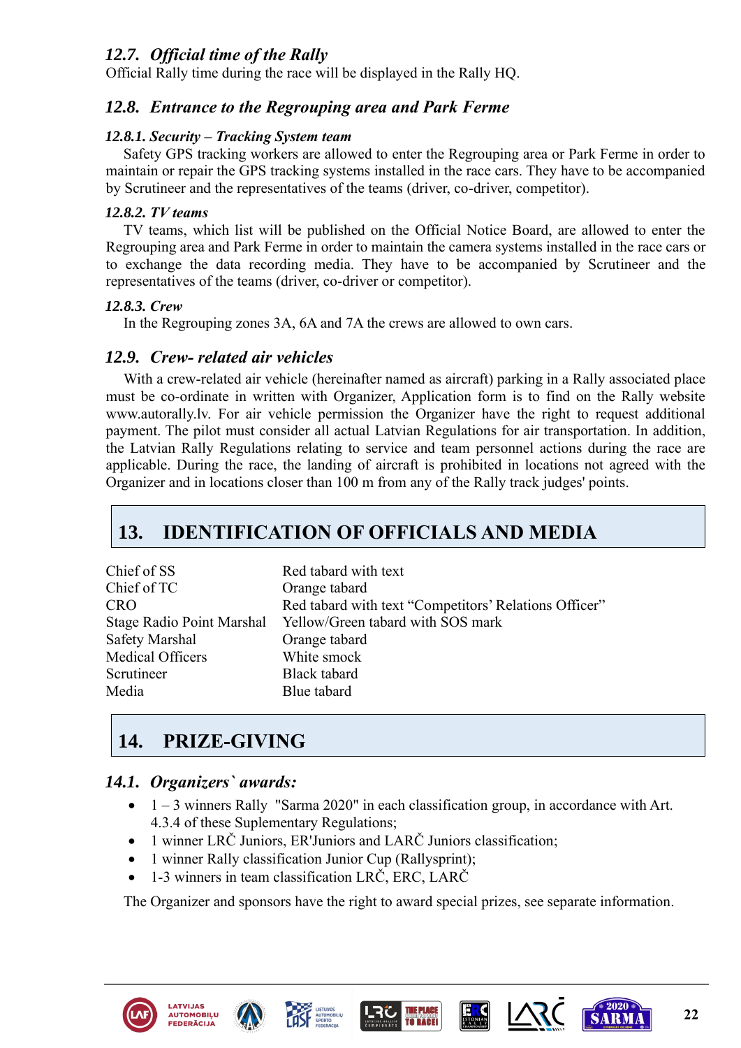### 12.7. *Official time of the Rally*

Official Rally time during the race will be displayed in the Rally HQ.

### 12.8. *Entrance to the Regrouping area and Park Ferme*

#### *12.8.1. Security – Tracking System team*

Safety GPS tracking workers are allowed to enter the Regrouping area or Park Ferme in order to maintain or repair the GPS tracking systems installed in the race cars. They have to be accompanied by Scrutineer and the representatives of the teams (driver, co-driver, competitor).

#### *12.8.2. TV teams*

TV teams, which list will be published on the Official Notice Board, are allowed to enter the Regrouping area and Park Ferme in order to maintain the camera systems installed in the race cars or to exchange the data recording media. They have to be accompanied by Scrutineer and the representatives of the teams (driver, co-driver or competitor).

#### *12.8.3. Crew*

In the Regrouping zones 3A, 6A and 7A the crews are allowed to own cars.

### 12.9. *Crew- related air vehicles*

With a crew-related air vehicle (hereinafter named as aircraft) parking in a Rally associated place must be co-ordinate in written with Organizer, Application form is to find on the Rally website www.autorally.lv. For air vehicle permission the Organizer have the right to request additional payment. The pilot must consider all actual Latvian Regulations for air transportation. In addition, the Latvian Rally Regulations relating to service and team personnel actions during the race are applicable. During the race, the landing of aircraft is prohibited in locations not agreed with the Organizer and in locations closer than 100 m from any of the Rally track judges' points.

## 13. IDENTIFICATION OF OFFICIALS AND MEDIA

| | |
|---|---|
| Chief of SS | Red tabard with text |
| Chief of TC | Orange tabard |
| CRO | Red tabard with text “Competitors’ Relations Officer” |
| Stage Radio Point Marshal | Yellow/Green tabard with SOS mark |
| Safety Marshal | Orange tabard |
| Medical Officers | White smock |
| Scrutineer | Black tabard |
| Media | Blue tabard |

## 14. PRIZE-GIVING

### 14.1. *Organizers` awards:*

- 1 – 3 winners Rally "Sarma 2020" in each classification group, in accordance with Art. 4.3.4 of these Suplementary Regulations;
- 1 winner LRČ Juniors, ER'Juniors and LARČ Juniors classification;
- 1 winner Rally classification Junior Cup (Rallysprint);
- 1-3 winners in team classification LRČ, ERC, LARČ

The Organizer and sponsors have the right to award special prizes, see separate information.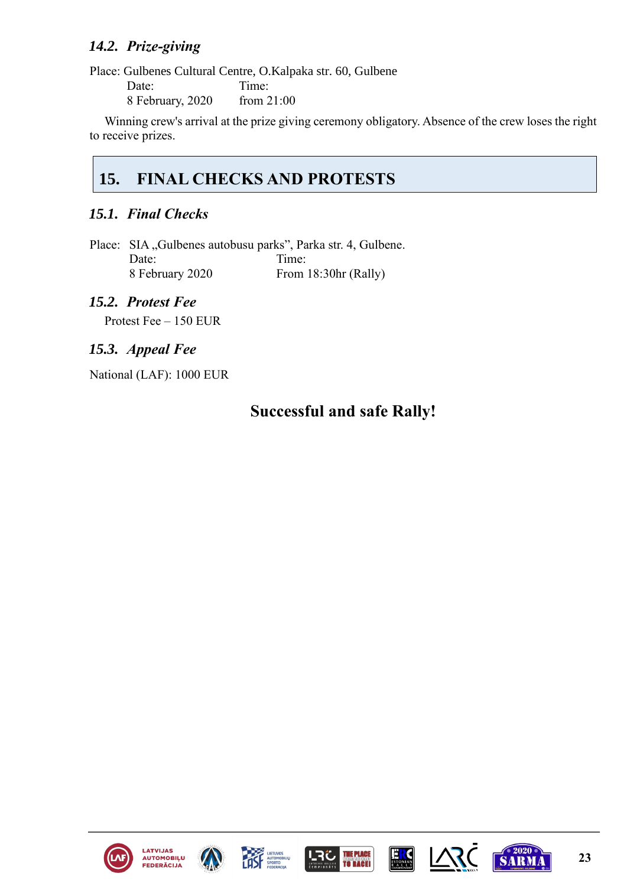### *14.2. Prize-giving*

Place: Gulbenes Cultural Centre, O.Kalpaka str. 60, Gulbene

| Date: | Time: |
|---|---|
| 8 February, 2020 | from 21:00 |

Winning crew's arrival at the prize giving ceremony obligatory. Absence of the crew loses the right to receive prizes.

## 15. FINAL CHECKS AND PROTESTS

### *15.1. Final Checks*

Place: SIA „Gulbenes autobusu parks”, Parka str. 4, Gulbene.

| Date: | Time: |
|---|---|
| 8 February 2020 | From 18:30hr (Rally) |

### *15.2. Protest Fee*

Protest Fee – 150 EUR

### *15.3. Appeal Fee*

National (LAF): 1000 EUR

**Successful and safe Rally!**